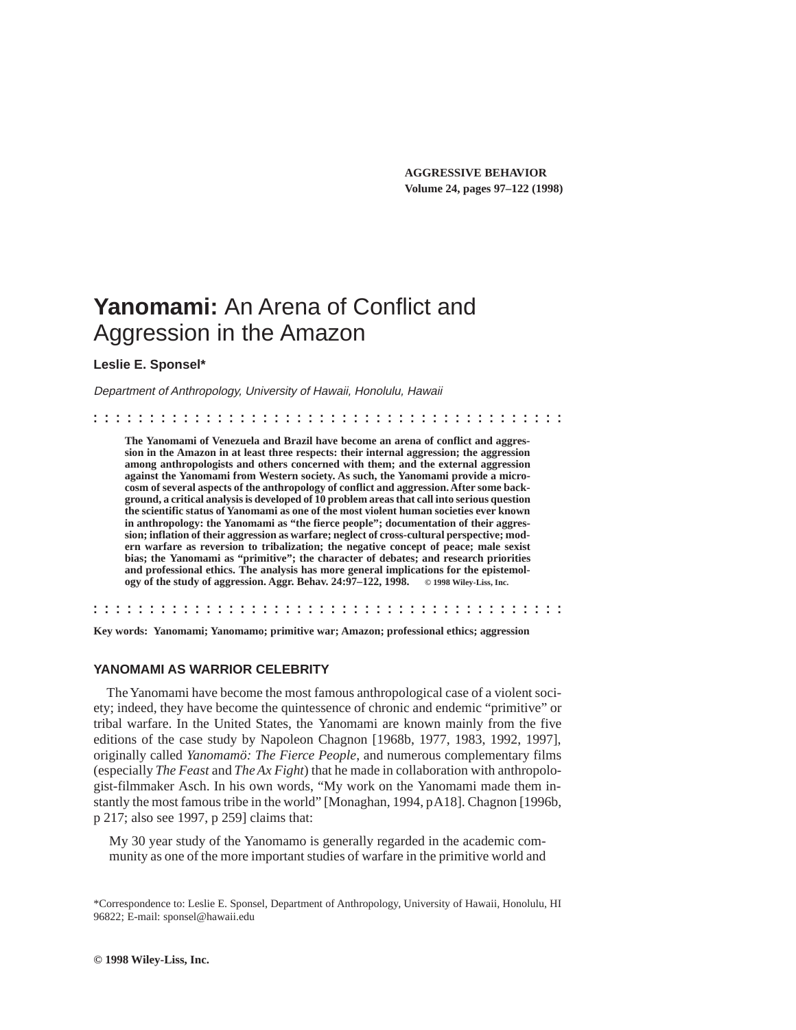# **Yanomami:** An Arena of Conflict and Aggression in the Amazon

**Leslie E. Sponsel***

*Department of Anthropology, University of Hawaii, Honolulu, Hawaii*

**The Yanomami of Venezuela and Brazil have become an arena of conflict and aggression in the Amazon in at least three respects: their internal aggression; the aggression among anthropologists and others concerned with them; and the external aggression against the Yanomami from Western society. As such, the Yanomami provide a microcosm of several aspects of the anthropology of conflict and aggression. After some background, a critical analysis is developed of 10 problem areas that call into serious question the scientific status of Yanomami as one of the most violent human societies ever known in anthropology: the Yanomami as "the fierce people"; documentation of their aggression; inflation of their aggression as warfare; neglect of cross-cultural perspective; modern warfare as reversion to tribalization; the negative concept of peace; male sexist bias; the Yanomami as "primitive"; the character of debates; and research priorities and professional ethics. The analysis has more general implications for the epistemology of the study of aggression. Aggr. Behav. 24:97–122, 1998.** © 1998 Wiley-Liss, Inc.

**Key words: Yanomami; Yanomamo; primitive war; Amazon; professional ethics; aggression**

## YANOMAMI AS WARRIOR CELEBRITY

The Yanomami have become the most famous anthropological case of a violent society; indeed, they have become the quintessence of chronic and endemic "primitive" or tribal warfare. In the United States, the Yanomami are known mainly from the five editions of the case study by Napoleon Chagnon [1968b, 1977, 1983, 1992, 1997], originally called *Yanomamö: The Fierce People*, and numerous complementary films (especially *The Feast* and *The Ax Fight*) that he made in collaboration with anthropologist-filmmaker Asch. In his own words, "My work on the Yanomami made them instantly the most famous tribe in the world" [Monaghan, 1994, pA18]. Chagnon [1996b, p 217; also see 1997, p 259] claims that:

> My 30 year study of the Yanomamo is generally regarded in the academic community as one of the more important studies of warfare in the primitive world and

*Correspondence to: Leslie E. Sponsel, Department of Anthropology, University of Hawaii, Honolulu, HI 96822; E-mail: sponsel@hawaii.edu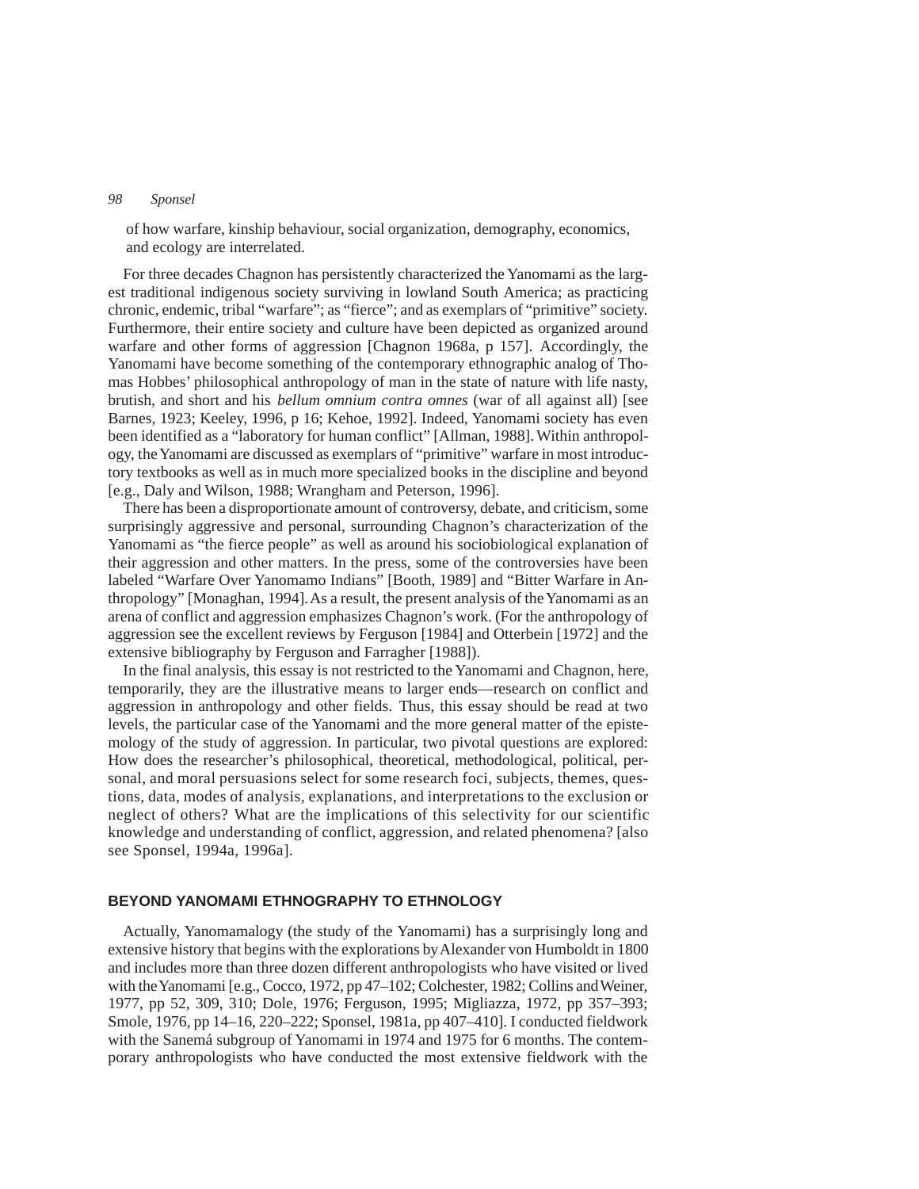of how warfare, kinship behaviour, social organization, demography, economics, and ecology are interrelated.

For three decades Chagnon has persistently characterized the Yanomami as the largest traditional indigenous society surviving in lowland South America; as practicing chronic, endemic, tribal "warfare"; as "fierce"; and as exemplars of "primitive" society. Furthermore, their entire society and culture have been depicted as organized around warfare and other forms of aggression [Chagnon 1968a, p 157]. Accordingly, the Yanomami have become something of the contemporary ethnographic analog of Thomas Hobbes' philosophical anthropology of man in the state of nature with life nasty, brutish, and short and his *bellum omnium contra omnes* (war of all against all) [see Barnes, 1923; Keeley, 1996, p 16; Kehoe, 1992]. Indeed, Yanomami society has even been identified as a "laboratory for human conflict" [Allman, 1988]. Within anthropology, the Yanomami are discussed as exemplars of "primitive" warfare in most introductory textbooks as well as in much more specialized books in the discipline and beyond [e.g., Daly and Wilson, 1988; Wrangham and Peterson, 1996].

There has been a disproportionate amount of controversy, debate, and criticism, some surprisingly aggressive and personal, surrounding Chagnon's characterization of the Yanomami as "the fierce people" as well as around his sociobiological explanation of their aggression and other matters. In the press, some of the controversies have been labeled "Warfare Over Yanomamo Indians" [Booth, 1989] and "Bitter Warfare in Anthropology" [Monaghan, 1994]. As a result, the present analysis of the Yanomami as an arena of conflict and aggression emphasizes Chagnon's work. (For the anthropology of aggression see the excellent reviews by Ferguson [1984] and Otterbein [1972] and the extensive bibliography by Ferguson and Farragher [1988]).

In the final analysis, this essay is not restricted to the Yanomami and Chagnon, here, temporarily, they are the illustrative means to larger ends—research on conflict and aggression in anthropology and other fields. Thus, this essay should be read at two levels, the particular case of the Yanomami and the more general matter of the epistemology of the study of aggression. In particular, two pivotal questions are explored: How does the researcher's philosophical, theoretical, methodological, political, personal, and moral persuasions select for some research foci, subjects, themes, questions, data, modes of analysis, explanations, and interpretations to the exclusion or neglect of others? What are the implications of this selectivity for our scientific knowledge and understanding of conflict, aggression, and related phenomena? [also see Sponsel, 1994a, 1996a].

## BEYOND YANOMAMI ETHNOGRAPHY TO ETHNOLOGY

Actually, Yanomamalogy (the study of the Yanomami) has a surprisingly long and extensive history that begins with the explorations by Alexander von Humboldt in 1800 and includes more than three dozen different anthropologists who have visited or lived with the Yanomami [e.g., Cocco, 1972, pp 47–102; Colchester, 1982; Collins and Weiner, 1977, pp 52, 309, 310; Dole, 1976; Ferguson, 1995; Migliazza, 1972, pp 357–393; Smole, 1976, pp 14–16, 220–222; Sponsel, 1981a, pp 407–410]. I conducted fieldwork with the Sanemá subgroup of Yanomami in 1974 and 1975 for 6 months. The contemporary anthropologists who have conducted the most extensive fieldwork with the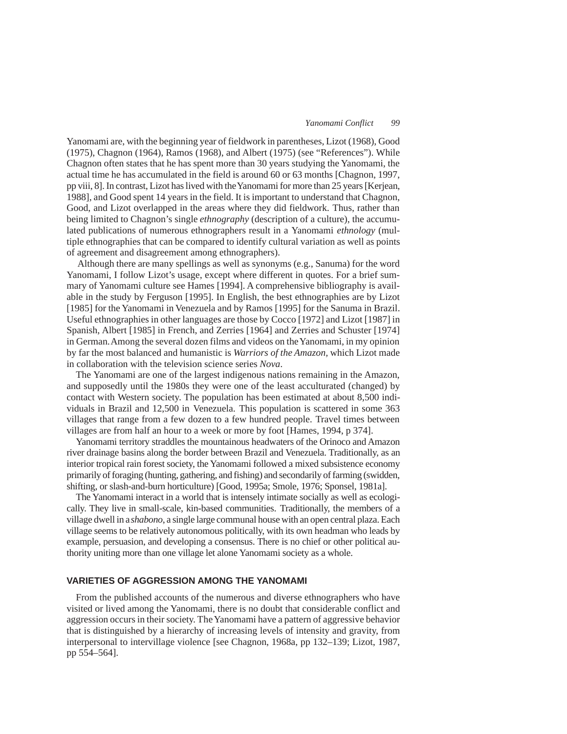Yanomami are, with the beginning year of fieldwork in parentheses, Lizot (1968), Good (1975), Chagnon (1964), Ramos (1968), and Albert (1975) (see "References"). While Chagnon often states that he has spent more than 30 years studying the Yanomami, the actual time he has accumulated in the field is around 60 or 63 months [Chagnon, 1997, pp viii, 8]. In contrast, Lizot has lived with the Yanomami for more than 25 years [Kerjean, 1988], and Good spent 14 years in the field. It is important to understand that Chagnon, Good, and Lizot overlapped in the areas where they did fieldwork. Thus, rather than being limited to Chagnon's single *ethnography* (description of a culture), the accumulated publications of numerous ethnographers result in a Yanomami *ethnology* (multiple ethnographies that can be compared to identify cultural variation as well as points of agreement and disagreement among ethnographers).

Although there are many spellings as well as synonyms (e.g., Sanuma) for the word Yanomami, I follow Lizot's usage, except where different in quotes. For a brief summary of Yanomami culture see Hames [1994]. A comprehensive bibliography is available in the study by Ferguson [1995]. In English, the best ethnographies are by Lizot [1985] for the Yanomami in Venezuela and by Ramos [1995] for the Sanuma in Brazil. Useful ethnographies in other languages are those by Cocco [1972] and Lizot [1987] in Spanish, Albert [1985] in French, and Zerries [1964] and Zerries and Schuster [1974] in German. Among the several dozen films and videos on the Yanomami, in my opinion by far the most balanced and humanistic is *Warriors of the Amazon*, which Lizot made in collaboration with the television science series *Nova*.

The Yanomami are one of the largest indigenous nations remaining in the Amazon, and supposedly until the 1980s they were one of the least acculturated (changed) by contact with Western society. The population has been estimated at about 8,500 individuals in Brazil and 12,500 in Venezuela. This population is scattered in some 363 villages that range from a few dozen to a few hundred people. Travel times between villages are from half an hour to a week or more by foot [Hames, 1994, p 374].

Yanomami territory straddles the mountainous headwaters of the Orinoco and Amazon river drainage basins along the border between Brazil and Venezuela. Traditionally, as an interior tropical rain forest society, the Yanomami followed a mixed subsistence economy primarily of foraging (hunting, gathering, and fishing) and secondarily of farming (swidden, shifting, or slash-and-burn horticulture) [Good, 1995a; Smole, 1976; Sponsel, 1981a].

The Yanomami interact in a world that is intensely intimate socially as well as ecologically. They live in small-scale, kin-based communities. Traditionally, the members of a village dwell in a *shabono*, a single large communal house with an open central plaza. Each village seems to be relatively autonomous politically, with its own headman who leads by example, persuasion, and developing a consensus. There is no chief or other political authority uniting more than one village let alone Yanomami society as a whole.

## VARIETIES OF AGGRESSION AMONG THE YANOMAMI

From the published accounts of the numerous and diverse ethnographers who have visited or lived among the Yanomami, there is no doubt that considerable conflict and aggression occurs in their society. The Yanomami have a pattern of aggressive behavior that is distinguished by a hierarchy of increasing levels of intensity and gravity, from interpersonal to intervillage violence [see Chagnon, 1968a, pp 132–139; Lizot, 1987, pp 554–564].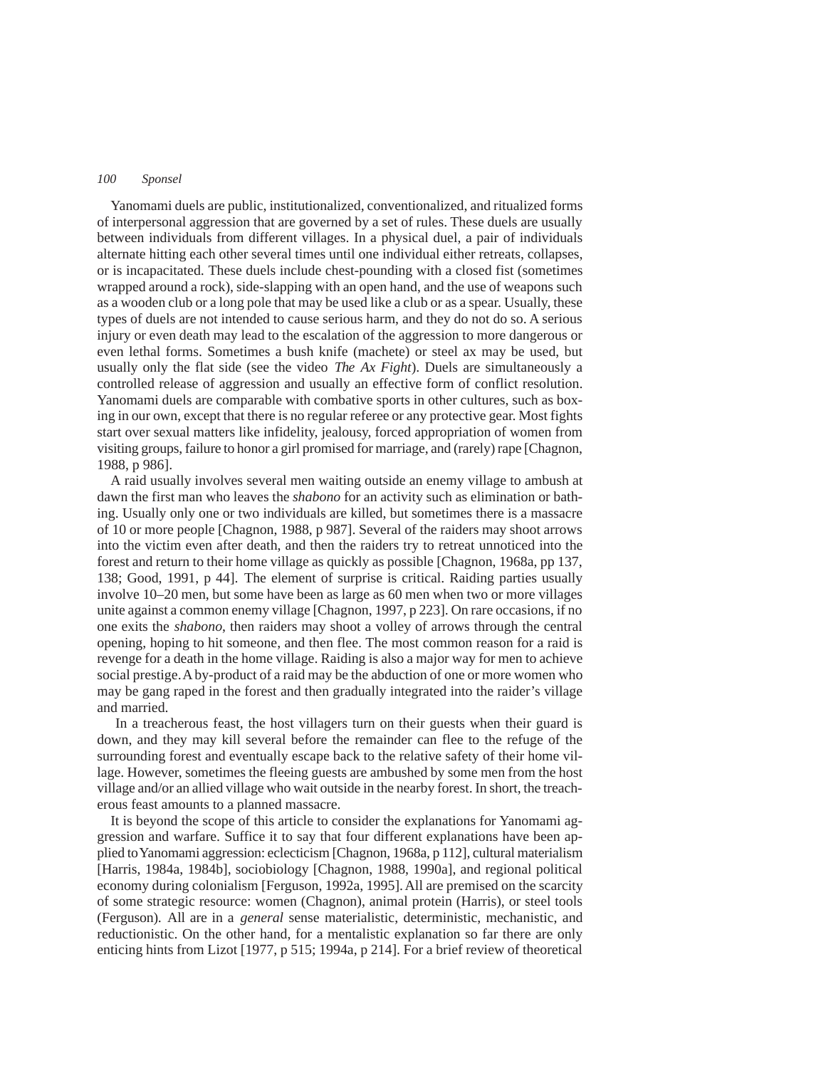Yanomami duels are public, institutionalized, conventionalized, and ritualized forms of interpersonal aggression that are governed by a set of rules. These duels are usually between individuals from different villages. In a physical duel, a pair of individuals alternate hitting each other several times until one individual either retreats, collapses, or is incapacitated. These duels include chest-pounding with a closed fist (sometimes wrapped around a rock), side-slapping with an open hand, and the use of weapons such as a wooden club or a long pole that may be used like a club or as a spear. Usually, these types of duels are not intended to cause serious harm, and they do not do so. A serious injury or even death may lead to the escalation of the aggression to more dangerous or even lethal forms. Sometimes a bush knife (machete) or steel ax may be used, but usually only the flat side (see the video *The Ax Fight*). Duels are simultaneously a controlled release of aggression and usually an effective form of conflict resolution. Yanomami duels are comparable with combative sports in other cultures, such as boxing in our own, except that there is no regular referee or any protective gear. Most fights start over sexual matters like infidelity, jealousy, forced appropriation of women from visiting groups, failure to honor a girl promised for marriage, and (rarely) rape [Chagnon, 1988, p 986].

A raid usually involves several men waiting outside an enemy village to ambush at dawn the first man who leaves the *shabono* for an activity such as elimination or bathing. Usually only one or two individuals are killed, but sometimes there is a massacre of 10 or more people [Chagnon, 1988, p 987]. Several of the raiders may shoot arrows into the victim even after death, and then the raiders try to retreat unnoticed into the forest and return to their home village as quickly as possible [Chagnon, 1968a, pp 137, 138; Good, 1991, p 44]. The element of surprise is critical. Raiding parties usually involve 10–20 men, but some have been as large as 60 men when two or more villages unite against a common enemy village [Chagnon, 1997, p 223]. On rare occasions, if no one exits the *shabono*, then raiders may shoot a volley of arrows through the central opening, hoping to hit someone, and then flee. The most common reason for a raid is revenge for a death in the home village. Raiding is also a major way for men to achieve social prestige. A by-product of a raid may be the abduction of one or more women who may be gang raped in the forest and then gradually integrated into the raider's village and married.

In a treacherous feast, the host villagers turn on their guests when their guard is down, and they may kill several before the remainder can flee to the refuge of the surrounding forest and eventually escape back to the relative safety of their home village. However, sometimes the fleeing guests are ambushed by some men from the host village and/or an allied village who wait outside in the nearby forest. In short, the treacherous feast amounts to a planned massacre.

It is beyond the scope of this article to consider the explanations for Yanomami aggression and warfare. Suffice it to say that four different explanations have been applied to Yanomami aggression: eclecticism [Chagnon, 1968a, p 112], cultural materialism [Harris, 1984a, 1984b], sociobiology [Chagnon, 1988, 1990a], and regional political economy during colonialism [Ferguson, 1992a, 1995]. All are premised on the scarcity of some strategic resource: women (Chagnon), animal protein (Harris), or steel tools (Ferguson). All are in a *general* sense materialistic, deterministic, mechanistic, and reductionistic. On the other hand, for a mentalistic explanation so far there are only enticing hints from Lizot [1977, p 515; 1994a, p 214]. For a brief review of theoretical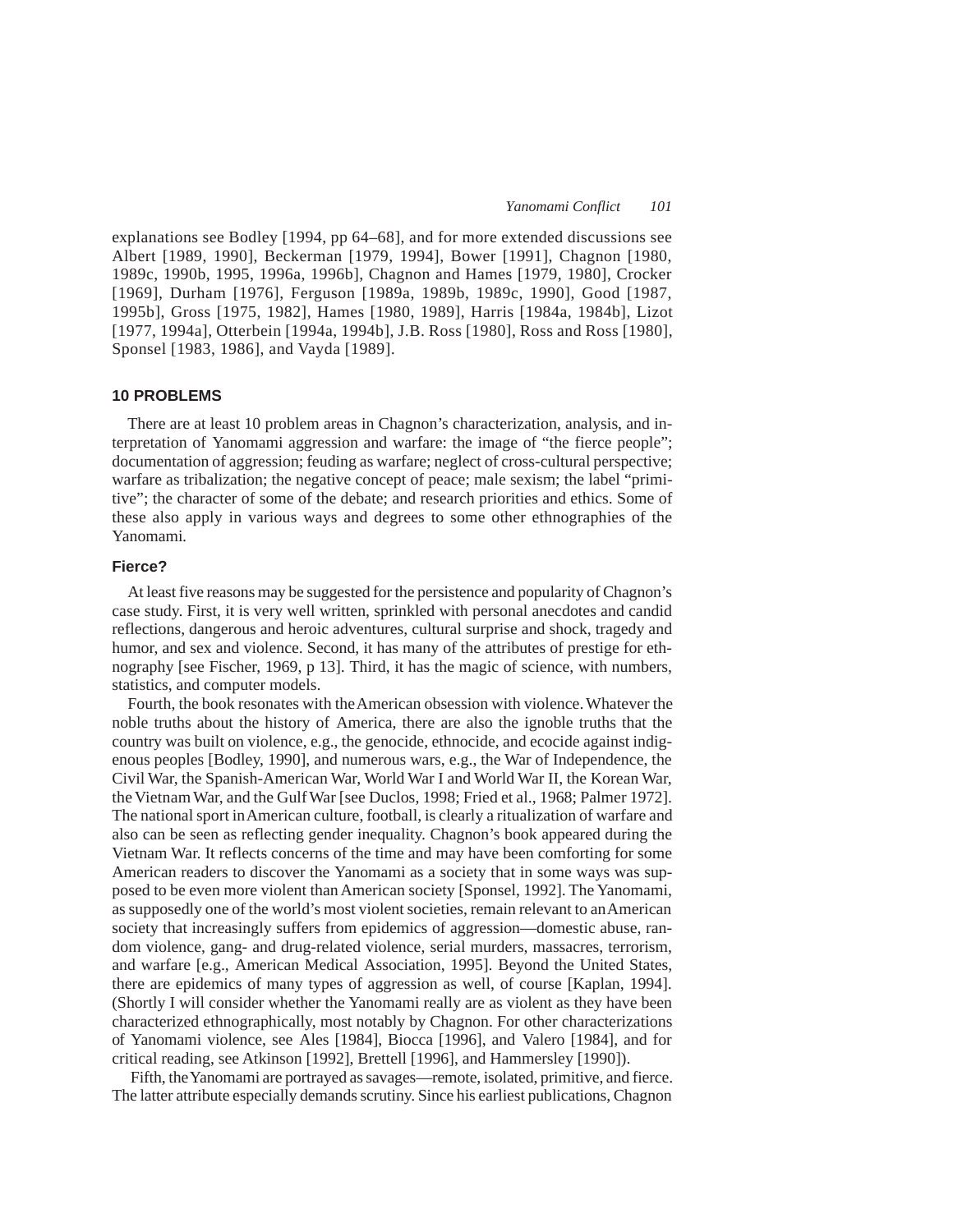explanations see Bodley [1994, pp 64–68], and for more extended discussions see Albert [1989, 1990], Beckerman [1979, 1994], Bower [1991], Chagnon [1980, 1989c, 1990b, 1995, 1996a, 1996b], Chagnon and Hames [1979, 1980], Crocker [1969], Durham [1976], Ferguson [1989a, 1989b, 1989c, 1990], Good [1987, 1995b], Gross [1975, 1982], Hames [1980, 1989], Harris [1984a, 1984b], Lizot [1977, 1994a], Otterbein [1994a, 1994b], J.B. Ross [1980], Ross and Ross [1980], Sponsel [1983, 1986], and Vayda [1989].

## 10 PROBLEMS

There are at least 10 problem areas in Chagnon's characterization, analysis, and interpretation of Yanomami aggression and warfare: the image of "the fierce people"; documentation of aggression; feuding as warfare; neglect of cross-cultural perspective; warfare as tribalization; the negative concept of peace; male sexism; the label "primitive"; the character of some of the debate; and research priorities and ethics. Some of these also apply in various ways and degrees to some other ethnographies of the Yanomami.

### Fierce?

At least five reasons may be suggested for the persistence and popularity of Chagnon's case study. First, it is very well written, sprinkled with personal anecdotes and candid reflections, dangerous and heroic adventures, cultural surprise and shock, tragedy and humor, and sex and violence. Second, it has many of the attributes of prestige for ethnography [see Fischer, 1969, p 13]. Third, it has the magic of science, with numbers, statistics, and computer models.

Fourth, the book resonates with the American obsession with violence. Whatever the noble truths about the history of America, there are also the ignoble truths that the country was built on violence, e.g., the genocide, ethnocide, and ecocide against indigenous peoples [Bodley, 1990], and numerous wars, e.g., the War of Independence, the Civil War, the Spanish-American War, World War I and World War II, the Korean War, the Vietnam War, and the Gulf War [see Duclos, 1998; Fried et al., 1968; Palmer 1972]. The national sport in American culture, football, is clearly a ritualization of warfare and also can be seen as reflecting gender inequality. Chagnon's book appeared during the Vietnam War. It reflects concerns of the time and may have been comforting for some American readers to discover the Yanomami as a society that in some ways was supposed to be even more violent than American society [Sponsel, 1992]. The Yanomami, as supposedly one of the world's most violent societies, remain relevant to an American society that increasingly suffers from epidemics of aggression—domestic abuse, random violence, gang- and drug-related violence, serial murders, massacres, terrorism, and warfare [e.g., American Medical Association, 1995]. Beyond the United States, there are epidemics of many types of aggression as well, of course [Kaplan, 1994]. (Shortly I will consider whether the Yanomami really are as violent as they have been characterized ethnographically, most notably by Chagnon. For other characterizations of Yanomami violence, see Ales [1984], Biocca [1996], and Valero [1984], and for critical reading, see Atkinson [1992], Brettell [1996], and Hammersley [1990]).

Fifth, the Yanomami are portrayed as savages—remote, isolated, primitive, and fierce. The latter attribute especially demands scrutiny. Since his earliest publications, Chagnon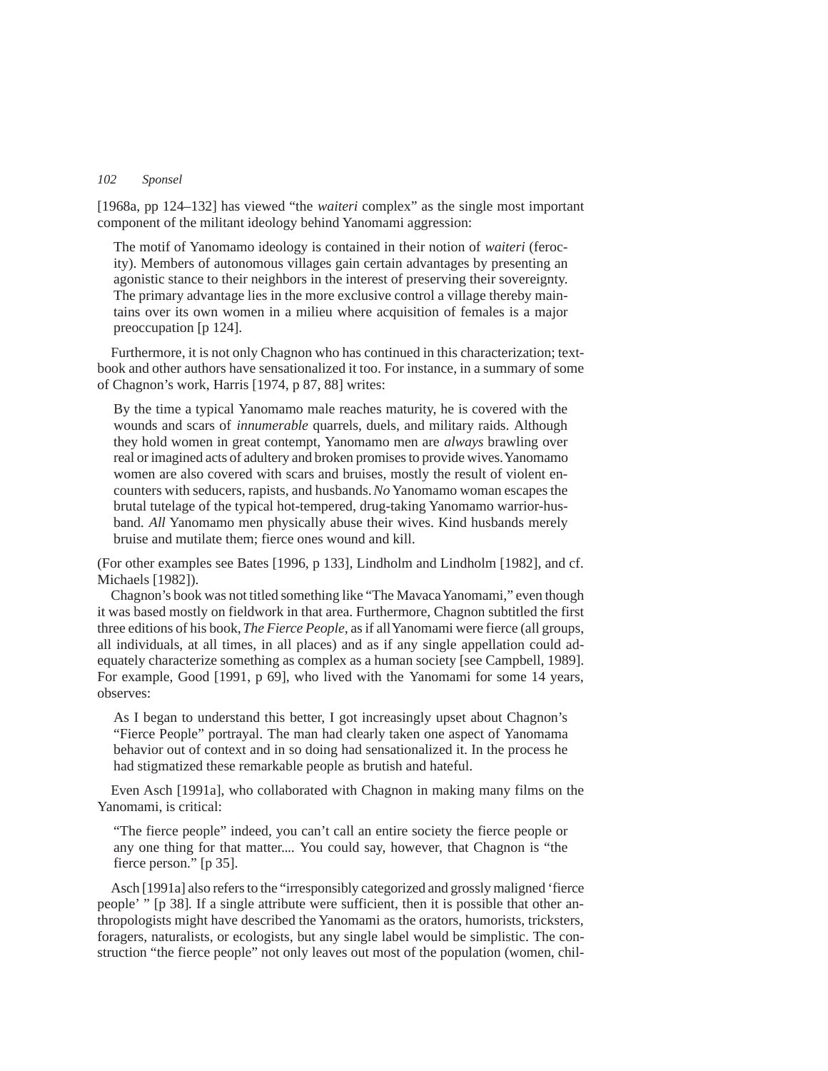[1968a, pp 124–132] has viewed "the *waiteri* complex" as the single most important component of the militant ideology behind Yanomami aggression:

> The motif of Yanomamo ideology is contained in their notion of *waiteri* (ferocity). Members of autonomous villages gain certain advantages by presenting an agonistic stance to their neighbors in the interest of preserving their sovereignty. The primary advantage lies in the more exclusive control a village thereby maintains over its own women in a milieu where acquisition of females is a major preoccupation [p 124].

Furthermore, it is not only Chagnon who has continued in this characterization; textbook and other authors have sensationalized it too. For instance, in a summary of some of Chagnon's work, Harris [1974, p 87, 88] writes:

> By the time a typical Yanomamo male reaches maturity, he is covered with the wounds and scars of *innumerable* quarrels, duels, and military raids. Although they hold women in great contempt, Yanomamo men are *always* brawling over real or imagined acts of adultery and broken promises to provide wives. Yanomamo women are also covered with scars and bruises, mostly the result of violent encounters with seducers, rapists, and husbands. *No* Yanomamo woman escapes the brutal tutelage of the typical hot-tempered, drug-taking Yanomamo warrior-husband. *All* Yanomamo men physically abuse their wives. Kind husbands merely bruise and mutilate them; fierce ones wound and kill.

(For other examples see Bates [1996, p 133], Lindholm and Lindholm [1982], and cf. Michaels [1982]).

Chagnon's book was not titled something like "The Mavaca Yanomami," even though it was based mostly on fieldwork in that area. Furthermore, Chagnon subtitled the first three editions of his book, *The Fierce People,* as if all Yanomami were fierce (all groups, all individuals, at all times, in all places) and as if any single appellation could adequately characterize something as complex as a human society [see Campbell, 1989]. For example, Good [1991, p 69], who lived with the Yanomami for some 14 years, observes:

> As I began to understand this better, I got increasingly upset about Chagnon's "Fierce People" portrayal. The man had clearly taken one aspect of Yanomama behavior out of context and in so doing had sensationalized it. In the process he had stigmatized these remarkable people as brutish and hateful.

Even Asch [1991a], who collaborated with Chagnon in making many films on the Yanomami, is critical:

> "The fierce people" indeed, you can't call an entire society the fierce people or any one thing for that matter.... You could say, however, that Chagnon is "the fierce person." [p 35].

Asch [1991a] also refers to the "irresponsibly categorized and grossly maligned 'fierce people' " [p 38]. If a single attribute were sufficient, then it is possible that other anthropologists might have described the Yanomami as the orators, humorists, tricksters, foragers, naturalists, or ecologists, but any single label would be simplistic. The construction "the fierce people" not only leaves out most of the population (women, chil-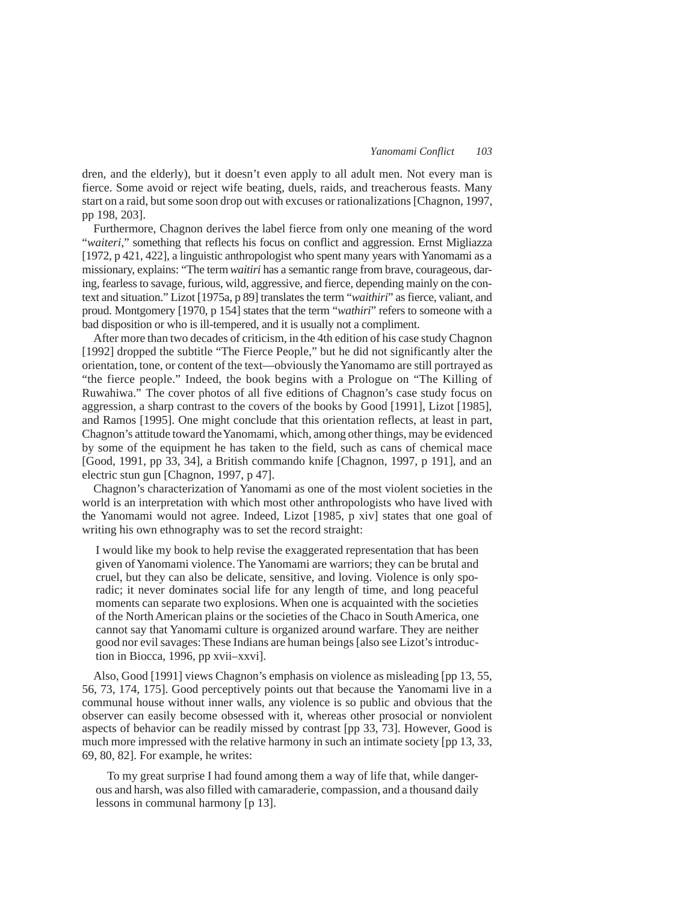dren, and the elderly), but it doesn't even apply to all adult men. Not every man is fierce. Some avoid or reject wife beating, duels, raids, and treacherous feasts. Many start on a raid, but some soon drop out with excuses or rationalizations [Chagnon, 1997, pp 198, 203].

Furthermore, Chagnon derives the label fierce from only one meaning of the word "*waiteri*," something that reflects his focus on conflict and aggression. Ernst Migliazza [1972, p 421, 422], a linguistic anthropologist who spent many years with Yanomami as a missionary, explains: "The term *waitiri* has a semantic range from brave, courageous, daring, fearless to savage, furious, wild, aggressive, and fierce, depending mainly on the context and situation." Lizot [1975a, p 89] translates the term "*waithiri*" as fierce, valiant, and proud. Montgomery [1970, p 154] states that the term "*wathiri*" refers to someone with a bad disposition or who is ill-tempered, and it is usually not a compliment.

After more than two decades of criticism, in the 4th edition of his case study Chagnon [1992] dropped the subtitle "The Fierce People," but he did not significantly alter the orientation, tone, or content of the text—obviously the Yanomamo are still portrayed as "the fierce people." Indeed, the book begins with a Prologue on "The Killing of Ruwahiwa." The cover photos of all five editions of Chagnon's case study focus on aggression, a sharp contrast to the covers of the books by Good [1991], Lizot [1985], and Ramos [1995]. One might conclude that this orientation reflects, at least in part, Chagnon's attitude toward the Yanomami, which, among other things, may be evidenced by some of the equipment he has taken to the field, such as cans of chemical mace [Good, 1991, pp 33, 34], a British commando knife [Chagnon, 1997, p 191], and an electric stun gun [Chagnon, 1997, p 47].

Chagnon's characterization of Yanomami as one of the most violent societies in the world is an interpretation with which most other anthropologists who have lived with the Yanomami would not agree. Indeed, Lizot [1985, p xiv] states that one goal of writing his own ethnography was to set the record straight:

> I would like my book to help revise the exaggerated representation that has been given of Yanomami violence. The Yanomami are warriors; they can be brutal and cruel, but they can also be delicate, sensitive, and loving. Violence is only sporadic; it never dominates social life for any length of time, and long peaceful moments can separate two explosions. When one is acquainted with the societies of the North American plains or the societies of the Chaco in South America, one cannot say that Yanomami culture is organized around warfare. They are neither good nor evil savages: These Indians are human beings [also see Lizot's introduction in Biocca, 1996, pp xvii–xxvi].

Also, Good [1991] views Chagnon's emphasis on violence as misleading [pp 13, 55, 56, 73, 174, 175]. Good perceptively points out that because the Yanomami live in a communal house without inner walls, any violence is so public and obvious that the observer can easily become obsessed with it, whereas other prosocial or nonviolent aspects of behavior can be readily missed by contrast [pp 33, 73]. However, Good is much more impressed with the relative harmony in such an intimate society [pp 13, 33, 69, 80, 82]. For example, he writes:

> To my great surprise I had found among them a way of life that, while dangerous and harsh, was also filled with camaraderie, compassion, and a thousand daily lessons in communal harmony [p 13].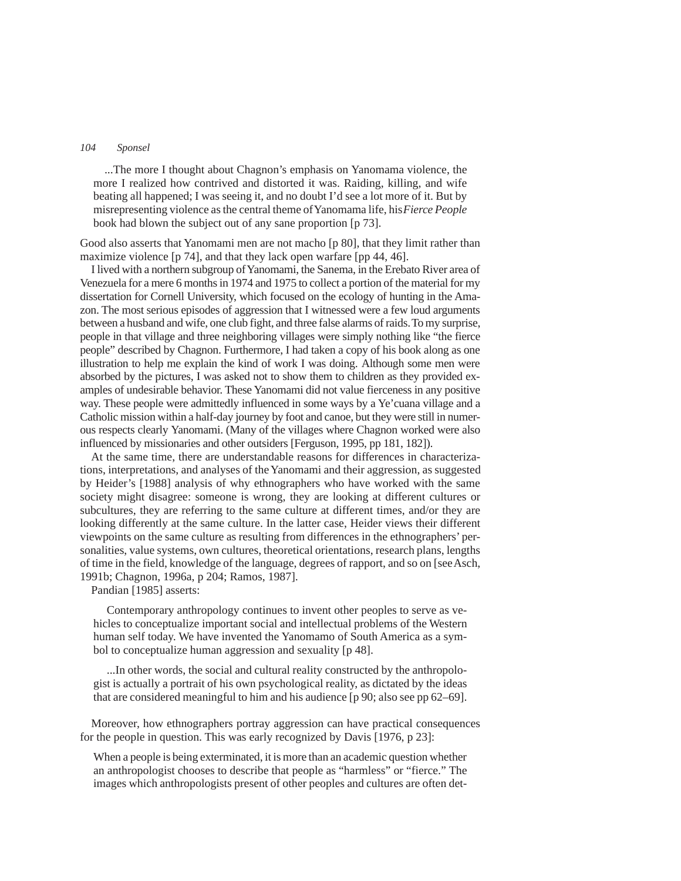> ...The more I thought about Chagnon's emphasis on Yanomama violence, the more I realized how contrived and distorted it was. Raiding, killing, and wife beating all happened; I was seeing it, and no doubt I'd see a lot more of it. But by misrepresenting violence as the central theme of Yanomama life, his *Fierce People* book had blown the subject out of any sane proportion [p 73].

Good also asserts that Yanomami men are not macho [p 80], that they limit rather than maximize violence [p 74], and that they lack open warfare [pp 44, 46].

I lived with a northern subgroup of Yanomami, the Sanema, in the Erebato River area of Venezuela for a mere 6 months in 1974 and 1975 to collect a portion of the material for my dissertation for Cornell University, which focused on the ecology of hunting in the Amazon. The most serious episodes of aggression that I witnessed were a few loud arguments between a husband and wife, one club fight, and three false alarms of raids. To my surprise, people in that village and three neighboring villages were simply nothing like "the fierce people" described by Chagnon. Furthermore, I had taken a copy of his book along as one illustration to help me explain the kind of work I was doing. Although some men were absorbed by the pictures, I was asked not to show them to children as they provided examples of undesirable behavior. These Yanomami did not value fierceness in any positive way. These people were admittedly influenced in some ways by a Ye'cuana village and a Catholic mission within a half-day journey by foot and canoe, but they were still in numerous respects clearly Yanomami. (Many of the villages where Chagnon worked were also influenced by missionaries and other outsiders [Ferguson, 1995, pp 181, 182]).

At the same time, there are understandable reasons for differences in characterizations, interpretations, and analyses of the Yanomami and their aggression, as suggested by Heider's [1988] analysis of why ethnographers who have worked with the same society might disagree: someone is wrong, they are looking at different cultures or subcultures, they are referring to the same culture at different times, and/or they are looking differently at the same culture. In the latter case, Heider views their different viewpoints on the same culture as resulting from differences in the ethnographers' personalities, value systems, own cultures, theoretical orientations, research plans, lengths of time in the field, knowledge of the language, degrees of rapport, and so on [see Asch, 1991b; Chagnon, 1996a, p 204; Ramos, 1987].

Pandian [1985] asserts:

> Contemporary anthropology continues to invent other peoples to serve as vehicles to conceptualize important social and intellectual problems of the Western human self today. We have invented the Yanomamo of South America as a symbol to conceptualize human aggression and sexuality [p 48].
>
> ...In other words, the social and cultural reality constructed by the anthropologist is actually a portrait of his own psychological reality, as dictated by the ideas that are considered meaningful to him and his audience [p 90; also see pp 62–69].

Moreover, how ethnographers portray aggression can have practical consequences for the people in question. This was early recognized by Davis [1976, p 23]:

> When a people is being exterminated, it is more than an academic question whether an anthropologist chooses to describe that people as "harmless" or "fierce." The images which anthropologists present of other peoples and cultures are often det-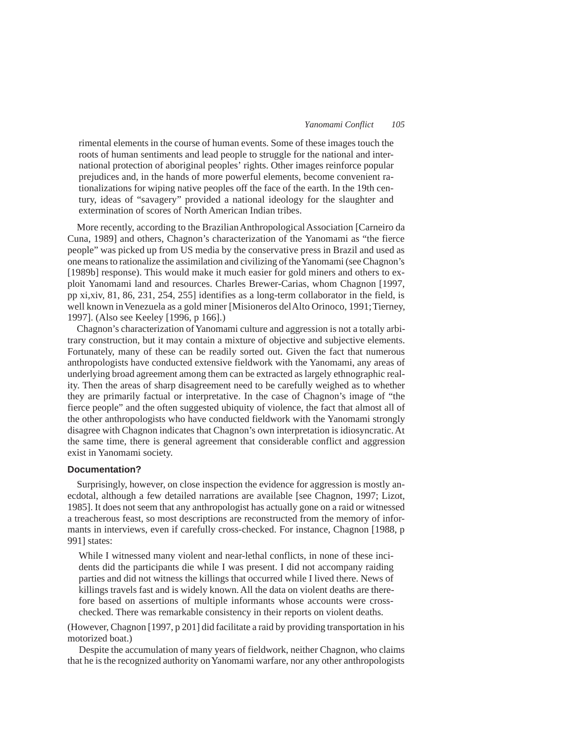rimental elements in the course of human events. Some of these images touch the roots of human sentiments and lead people to struggle for the national and international protection of aboriginal peoples' rights. Other images reinforce popular prejudices and, in the hands of more powerful elements, become convenient rationalizations for wiping native peoples off the face of the earth. In the 19th century, ideas of "savagery" provided a national ideology for the slaughter and extermination of scores of North American Indian tribes.

More recently, according to the Brazilian Anthropological Association [Carneiro da Cuna, 1989] and others, Chagnon's characterization of the Yanomami as "the fierce people" was picked up from US media by the conservative press in Brazil and used as one means to rationalize the assimilation and civilizing of the Yanomami (see Chagnon's [1989b] response). This would make it much easier for gold miners and others to exploit Yanomami land and resources. Charles Brewer-Carias, whom Chagnon [1997, pp xi,xiv, 81, 86, 231, 254, 255] identifies as a long-term collaborator in the field, is well known in Venezuela as a gold miner [Misioneros del Alto Orinoco, 1991; Tierney, 1997]. (Also see Keeley [1996, p 166].)

Chagnon's characterization of Yanomami culture and aggression is not a totally arbitrary construction, but it may contain a mixture of objective and subjective elements. Fortunately, many of these can be readily sorted out. Given the fact that numerous anthropologists have conducted extensive fieldwork with the Yanomami, any areas of underlying broad agreement among them can be extracted as largely ethnographic reality. Then the areas of sharp disagreement need to be carefully weighed as to whether they are primarily factual or interpretative. In the case of Chagnon's image of "the fierce people" and the often suggested ubiquity of violence, the fact that almost all of the other anthropologists who have conducted fieldwork with the Yanomami strongly disagree with Chagnon indicates that Chagnon's own interpretation is idiosyncratic. At the same time, there is general agreement that considerable conflict and aggression exist in Yanomami society.

### Documentation?

Surprisingly, however, on close inspection the evidence for aggression is mostly anecdotal, although a few detailed narrations are available [see Chagnon, 1997; Lizot, 1985]. It does not seem that any anthropologist has actually gone on a raid or witnessed a treacherous feast, so most descriptions are reconstructed from the memory of informants in interviews, even if carefully cross-checked. For instance, Chagnon [1988, p 991] states:

> While I witnessed many violent and near-lethal conflicts, in none of these incidents did the participants die while I was present. I did not accompany raiding parties and did not witness the killings that occurred while I lived there. News of killings travels fast and is widely known. All the data on violent deaths are therefore based on assertions of multiple informants whose accounts were cross-checked. There was remarkable consistency in their reports on violent deaths.

(However, Chagnon [1997, p 201] did facilitate a raid by providing transportation in his motorized boat.)

Despite the accumulation of many years of fieldwork, neither Chagnon, who claims that he is the recognized authority on Yanomami warfare, nor any other anthropologists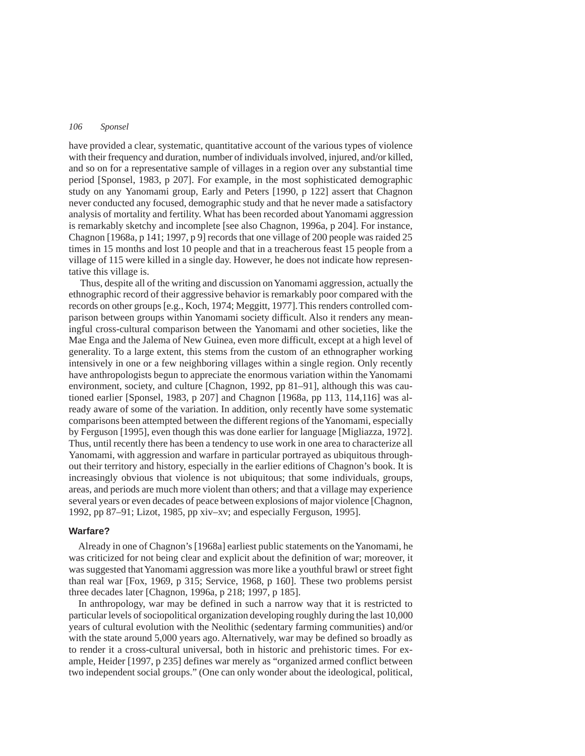have provided a clear, systematic, quantitative account of the various types of violence with their frequency and duration, number of individuals involved, injured, and/or killed, and so on for a representative sample of villages in a region over any substantial time period [Sponsel, 1983, p 207]. For example, in the most sophisticated demographic study on any Yanomami group, Early and Peters [1990, p 122] assert that Chagnon never conducted any focused, demographic study and that he never made a satisfactory analysis of mortality and fertility. What has been recorded about Yanomami aggression is remarkably sketchy and incomplete [see also Chagnon, 1996a, p 204]. For instance, Chagnon [1968a, p 141; 1997, p 9] records that one village of 200 people was raided 25 times in 15 months and lost 10 people and that in a treacherous feast 15 people from a village of 115 were killed in a single day. However, he does not indicate how representative this village is.

Thus, despite all of the writing and discussion on Yanomami aggression, actually the ethnographic record of their aggressive behavior is remarkably poor compared with the records on other groups [e.g., Koch, 1974; Meggitt, 1977]. This renders controlled comparison between groups within Yanomami society difficult. Also it renders any meaningful cross-cultural comparison between the Yanomami and other societies, like the Mae Enga and the Jalema of New Guinea, even more difficult, except at a high level of generality. To a large extent, this stems from the custom of an ethnographer working intensively in one or a few neighboring villages within a single region. Only recently have anthropologists begun to appreciate the enormous variation within the Yanomami environment, society, and culture [Chagnon, 1992, pp 81–91], although this was cautioned earlier [Sponsel, 1983, p 207] and Chagnon [1968a, pp 113, 114,116] was already aware of some of the variation. In addition, only recently have some systematic comparisons been attempted between the different regions of the Yanomami, especially by Ferguson [1995], even though this was done earlier for language [Migliazza, 1972]. Thus, until recently there has been a tendency to use work in one area to characterize all Yanomami, with aggression and warfare in particular portrayed as ubiquitous throughout their territory and history, especially in the earlier editions of Chagnon's book. It is increasingly obvious that violence is not ubiquitous; that some individuals, groups, areas, and periods are much more violent than others; and that a village may experience several years or even decades of peace between explosions of major violence [Chagnon, 1992, pp 87–91; Lizot, 1985, pp xiv–xv; and especially Ferguson, 1995].

## Warfare?

Already in one of Chagnon's [1968a] earliest public statements on the Yanomami, he was criticized for not being clear and explicit about the definition of war; moreover, it was suggested that Yanomami aggression was more like a youthful brawl or street fight than real war [Fox, 1969, p 315; Service, 1968, p 160]. These two problems persist three decades later [Chagnon, 1996a, p 218; 1997, p 185].

In anthropology, war may be defined in such a narrow way that it is restricted to particular levels of sociopolitical organization developing roughly during the last 10,000 years of cultural evolution with the Neolithic (sedentary farming communities) and/or with the state around 5,000 years ago. Alternatively, war may be defined so broadly as to render it a cross-cultural universal, both in historic and prehistoric times. For example, Heider [1997, p 235] defines war merely as "organized armed conflict between two independent social groups." (One can only wonder about the ideological, political,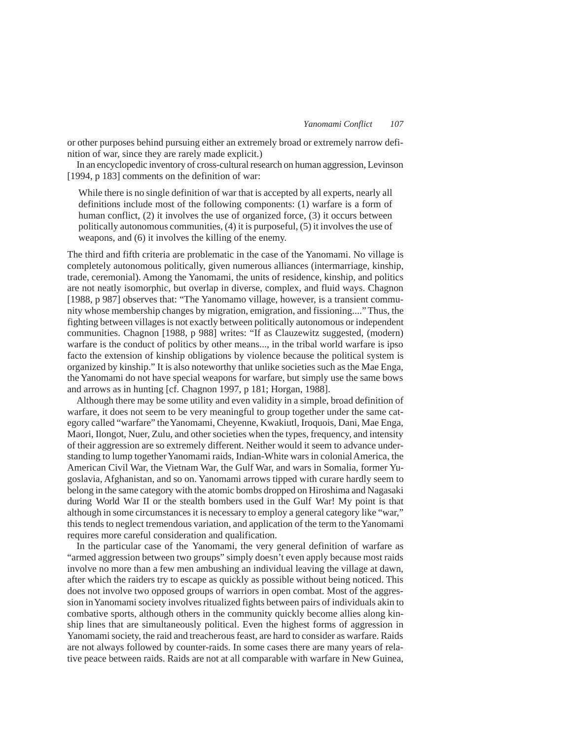or other purposes behind pursuing either an extremely broad or extremely narrow definition of war, since they are rarely made explicit.)

In an encyclopedic inventory of cross-cultural research on human aggression, Levinson [1994, p 183] comments on the definition of war:

> While there is no single definition of war that is accepted by all experts, nearly all definitions include most of the following components: (1) warfare is a form of human conflict, (2) it involves the use of organized force, (3) it occurs between politically autonomous communities, (4) it is purposeful, (5) it involves the use of weapons, and (6) it involves the killing of the enemy.

The third and fifth criteria are problematic in the case of the Yanomami. No village is completely autonomous politically, given numerous alliances (intermarriage, kinship, trade, ceremonial). Among the Yanomami, the units of residence, kinship, and politics are not neatly isomorphic, but overlap in diverse, complex, and fluid ways. Chagnon [1988, p 987] observes that: "The Yanomamo village, however, is a transient community whose membership changes by migration, emigration, and fissioning...." Thus, the fighting between villages is not exactly between politically autonomous or independent communities. Chagnon [1988, p 988] writes: "If as Clauzewitz suggested, (modern) warfare is the conduct of politics by other means..., in the tribal world warfare is ipso facto the extension of kinship obligations by violence because the political system is organized by kinship." It is also noteworthy that unlike societies such as the Mae Enga, the Yanomami do not have special weapons for warfare, but simply use the same bows and arrows as in hunting [cf. Chagnon 1997, p 181; Horgan, 1988].

Although there may be some utility and even validity in a simple, broad definition of warfare, it does not seem to be very meaningful to group together under the same category called "warfare" the Yanomami, Cheyenne, Kwakiutl, Iroquois, Dani, Mae Enga, Maori, Ilongot, Nuer, Zulu, and other societies when the types, frequency, and intensity of their aggression are so extremely different. Neither would it seem to advance understanding to lump together Yanomami raids, Indian-White wars in colonial America, the American Civil War, the Vietnam War, the Gulf War, and wars in Somalia, former Yugoslavia, Afghanistan, and so on. Yanomami arrows tipped with curare hardly seem to belong in the same category with the atomic bombs dropped on Hiroshima and Nagasaki during World War II or the stealth bombers used in the Gulf War! My point is that although in some circumstances it is necessary to employ a general category like "war," this tends to neglect tremendous variation, and application of the term to the Yanomami requires more careful consideration and qualification.

In the particular case of the Yanomami, the very general definition of warfare as "armed aggression between two groups" simply doesn't even apply because most raids involve no more than a few men ambushing an individual leaving the village at dawn, after which the raiders try to escape as quickly as possible without being noticed. This does not involve two opposed groups of warriors in open combat. Most of the aggression in Yanomami society involves ritualized fights between pairs of individuals akin to combative sports, although others in the community quickly become allies along kinship lines that are simultaneously political. Even the highest forms of aggression in Yanomami society, the raid and treacherous feast, are hard to consider as warfare. Raids are not always followed by counter-raids. In some cases there are many years of relative peace between raids. Raids are not at all comparable with warfare in New Guinea,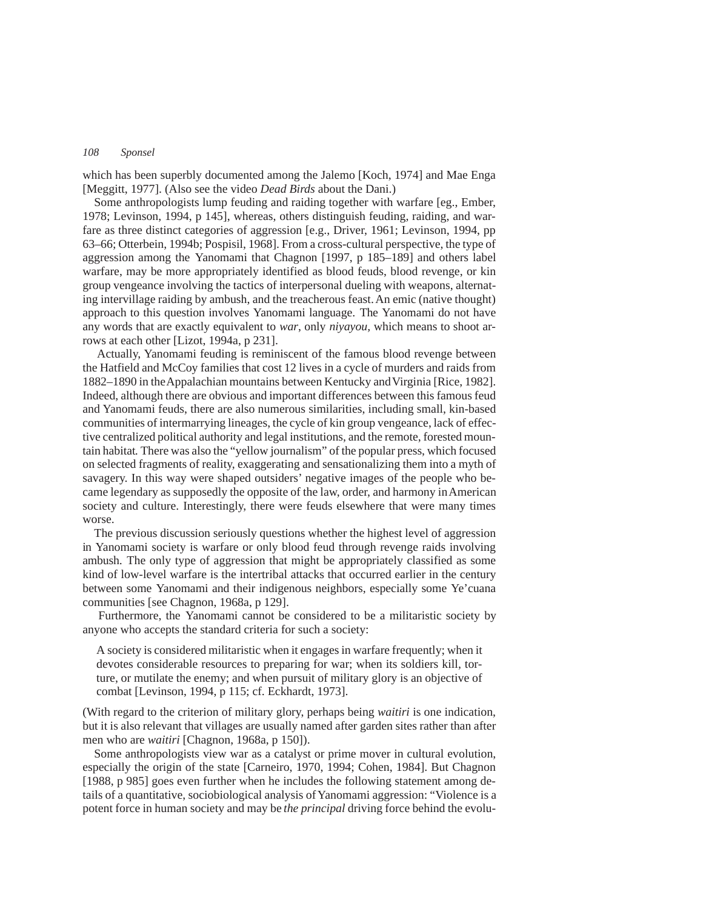which has been superbly documented among the Jalemo [Koch, 1974] and Mae Enga [Meggitt, 1977]. (Also see the video *Dead Birds* about the Dani.)

Some anthropologists lump feuding and raiding together with warfare [eg., Ember, 1978; Levinson, 1994, p 145], whereas, others distinguish feuding, raiding, and warfare as three distinct categories of aggression [e.g., Driver, 1961; Levinson, 1994, pp 63–66; Otterbein, 1994b; Pospisil, 1968]. From a cross-cultural perspective, the type of aggression among the Yanomami that Chagnon [1997, p 185–189] and others label warfare, may be more appropriately identified as blood feuds, blood revenge, or kin group vengeance involving the tactics of interpersonal dueling with weapons, alternating intervillage raiding by ambush, and the treacherous feast. An emic (native thought) approach to this question involves Yanomami language. The Yanomami do not have any words that are exactly equivalent to *war*, only *niyayou,* which means to shoot arrows at each other [Lizot, 1994a, p 231].

Actually, Yanomami feuding is reminiscent of the famous blood revenge between the Hatfield and McCoy families that cost 12 lives in a cycle of murders and raids from 1882–1890 in the Appalachian mountains between Kentucky and Virginia [Rice, 1982]. Indeed, although there are obvious and important differences between this famous feud and Yanomami feuds, there are also numerous similarities, including small, kin-based communities of intermarrying lineages, the cycle of kin group vengeance, lack of effective centralized political authority and legal institutions, and the remote, forested mountain habitat. There was also the "yellow journalism" of the popular press, which focused on selected fragments of reality, exaggerating and sensationalizing them into a myth of savagery. In this way were shaped outsiders' negative images of the people who became legendary as supposedly the opposite of the law, order, and harmony in American society and culture. Interestingly, there were feuds elsewhere that were many times worse.

The previous discussion seriously questions whether the highest level of aggression in Yanomami society is warfare or only blood feud through revenge raids involving ambush. The only type of aggression that might be appropriately classified as some kind of low-level warfare is the intertribal attacks that occurred earlier in the century between some Yanomami and their indigenous neighbors, especially some Ye'cuana communities [see Chagnon, 1968a, p 129].

Furthermore, the Yanomami cannot be considered to be a militaristic society by anyone who accepts the standard criteria for such a society:

> A society is considered militaristic when it engages in warfare frequently; when it devotes considerable resources to preparing for war; when its soldiers kill, torture, or mutilate the enemy; and when pursuit of military glory is an objective of combat [Levinson, 1994, p 115; cf. Eckhardt, 1973].

(With regard to the criterion of military glory, perhaps being *waitiri* is one indication, but it is also relevant that villages are usually named after garden sites rather than after men who are *waitiri* [Chagnon, 1968a, p 150]).

Some anthropologists view war as a catalyst or prime mover in cultural evolution, especially the origin of the state [Carneiro, 1970, 1994; Cohen, 1984]. But Chagnon [1988, p 985] goes even further when he includes the following statement among details of a quantitative, sociobiological analysis of Yanomami aggression: "Violence is a potent force in human society and may be *the principal* driving force behind the evolu-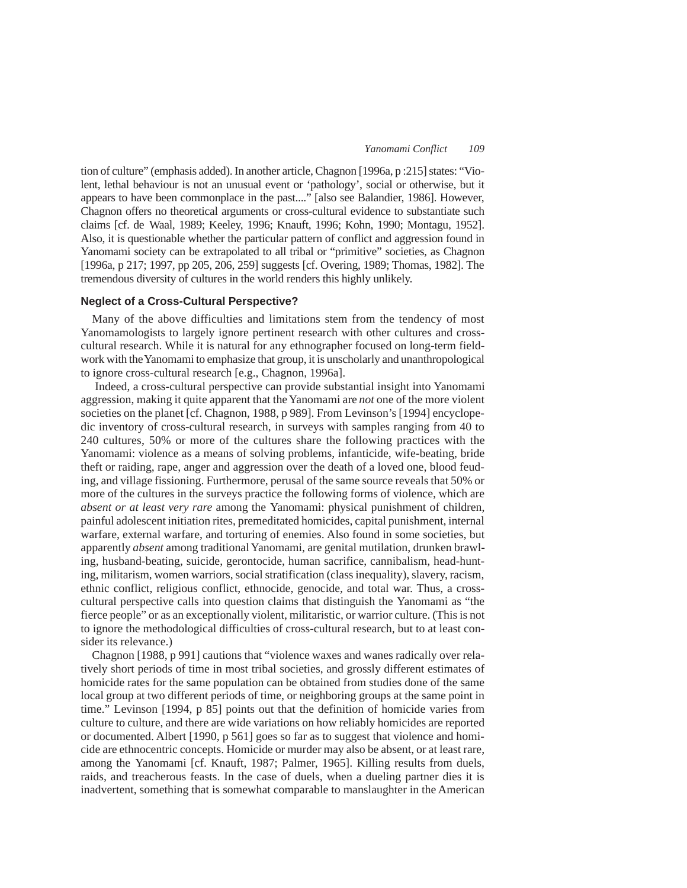tion of culture" (emphasis added). In another article, Chagnon [1996a, p :215] states: "Violent, lethal behaviour is not an unusual event or 'pathology', social or otherwise, but it appears to have been commonplace in the past...." [also see Balandier, 1986]. However, Chagnon offers no theoretical arguments or cross-cultural evidence to substantiate such claims [cf. de Waal, 1989; Keeley, 1996; Knauft, 1996; Kohn, 1990; Montagu, 1952]. Also, it is questionable whether the particular pattern of conflict and aggression found in Yanomami society can be extrapolated to all tribal or "primitive" societies, as Chagnon [1996a, p 217; 1997, pp 205, 206, 259] suggests [cf. Overing, 1989; Thomas, 1982]. The tremendous diversity of cultures in the world renders this highly unlikely.

### Neglect of a Cross-Cultural Perspective?

Many of the above difficulties and limitations stem from the tendency of most Yanomamologists to largely ignore pertinent research with other cultures and cross-cultural research. While it is natural for any ethnographer focused on long-term fieldwork with the Yanomami to emphasize that group, it is unscholarly and unanthropological to ignore cross-cultural research [e.g., Chagnon, 1996a].

Indeed, a cross-cultural perspective can provide substantial insight into Yanomami aggression, making it quite apparent that the Yanomami are *not* one of the more violent societies on the planet [cf. Chagnon, 1988, p 989]. From Levinson's [1994] encyclopedic inventory of cross-cultural research, in surveys with samples ranging from 40 to 240 cultures, 50% or more of the cultures share the following practices with the Yanomami: violence as a means of solving problems, infanticide, wife-beating, bride theft or raiding, rape, anger and aggression over the death of a loved one, blood feuding, and village fissioning. Furthermore, perusal of the same source reveals that 50% or more of the cultures in the surveys practice the following forms of violence, which are *absent or at least very rare* among the Yanomami: physical punishment of children, painful adolescent initiation rites, premeditated homicides, capital punishment, internal warfare, external warfare, and torturing of enemies. Also found in some societies, but apparently *absent* among traditional Yanomami, are genital mutilation, drunken brawling, husband-beating, suicide, gerontocide, human sacrifice, cannibalism, head-hunting, militarism, women warriors, social stratification (class inequality), slavery, racism, ethnic conflict, religious conflict, ethnocide, genocide, and total war. Thus, a cross-cultural perspective calls into question claims that distinguish the Yanomami as "the fierce people" or as an exceptionally violent, militaristic, or warrior culture. (This is not to ignore the methodological difficulties of cross-cultural research, but to at least consider its relevance.)

Chagnon [1988, p 991] cautions that "violence waxes and wanes radically over relatively short periods of time in most tribal societies, and grossly different estimates of homicide rates for the same population can be obtained from studies done of the same local group at two different periods of time, or neighboring groups at the same point in time." Levinson [1994, p 85] points out that the definition of homicide varies from culture to culture, and there are wide variations on how reliably homicides are reported or documented. Albert [1990, p 561] goes so far as to suggest that violence and homicide are ethnocentric concepts. Homicide or murder may also be absent, or at least rare, among the Yanomami [cf. Knauft, 1987; Palmer, 1965]. Killing results from duels, raids, and treacherous feasts. In the case of duels, when a dueling partner dies it is inadvertent, something that is somewhat comparable to manslaughter in the American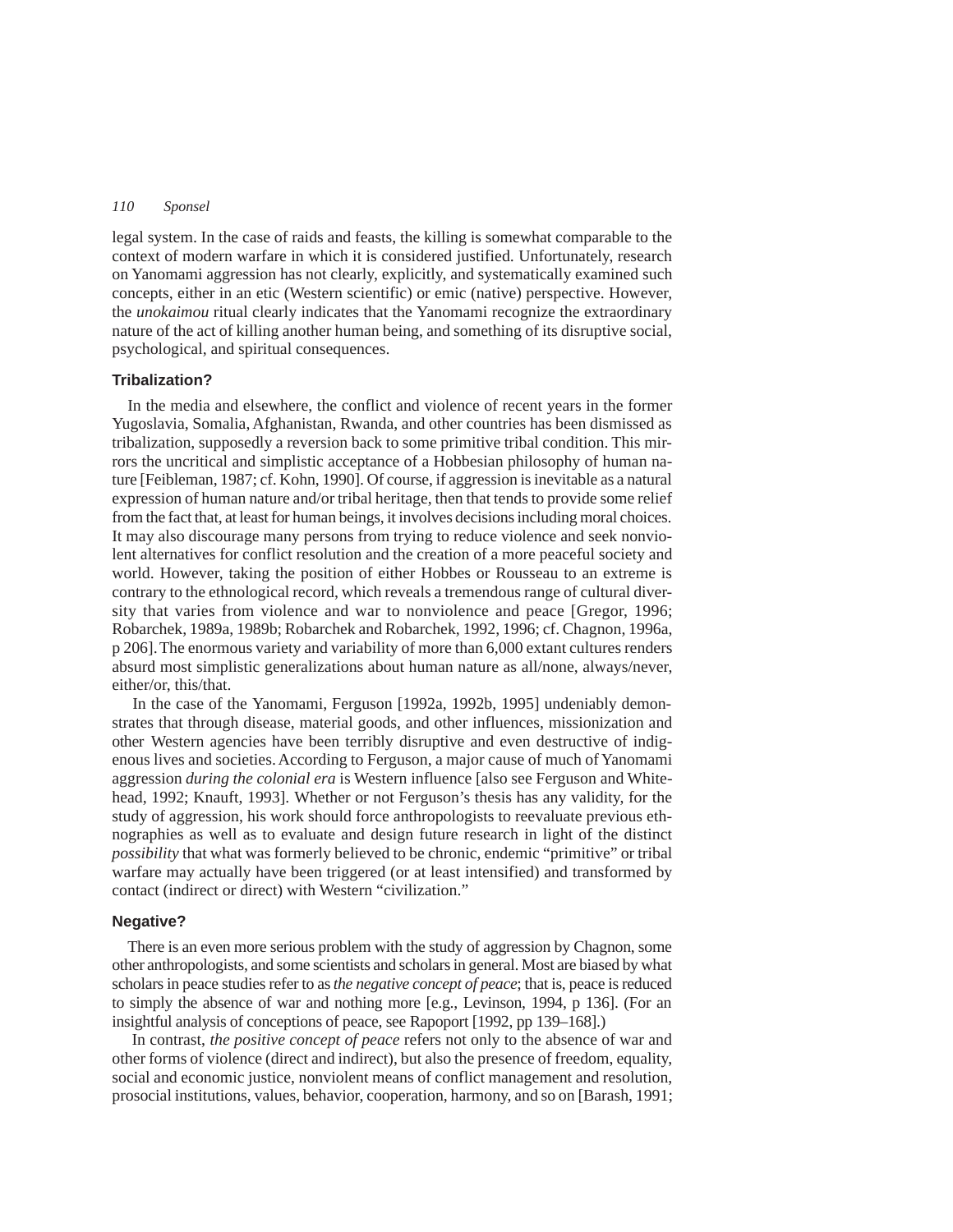legal system. In the case of raids and feasts, the killing is somewhat comparable to the context of modern warfare in which it is considered justified. Unfortunately, research on Yanomami aggression has not clearly, explicitly, and systematically examined such concepts, either in an etic (Western scientific) or emic (native) perspective. However, the *unokaimou* ritual clearly indicates that the Yanomami recognize the extraordinary nature of the act of killing another human being, and something of its disruptive social, psychological, and spiritual consequences.

### Tribalization?

In the media and elsewhere, the conflict and violence of recent years in the former Yugoslavia, Somalia, Afghanistan, Rwanda, and other countries has been dismissed as tribalization, supposedly a reversion back to some primitive tribal condition. This mirrors the uncritical and simplistic acceptance of a Hobbesian philosophy of human nature [Feibleman, 1987; cf. Kohn, 1990]. Of course, if aggression is inevitable as a natural expression of human nature and/or tribal heritage, then that tends to provide some relief from the fact that, at least for human beings, it involves decisions including moral choices. It may also discourage many persons from trying to reduce violence and seek nonviolent alternatives for conflict resolution and the creation of a more peaceful society and world. However, taking the position of either Hobbes or Rousseau to an extreme is contrary to the ethnological record, which reveals a tremendous range of cultural diversity that varies from violence and war to nonviolence and peace [Gregor, 1996; Robarchek, 1989a, 1989b; Robarchek and Robarchek, 1992, 1996; cf. Chagnon, 1996a, p 206]. The enormous variety and variability of more than 6,000 extant cultures renders absurd most simplistic generalizations about human nature as all/none, always/never, either/or, this/that.

In the case of the Yanomami, Ferguson [1992a, 1992b, 1995] undeniably demonstrates that through disease, material goods, and other influences, missionization and other Western agencies have been terribly disruptive and even destructive of indigenous lives and societies. According to Ferguson, a major cause of much of Yanomami aggression *during the colonial era* is Western influence [also see Ferguson and Whitehead, 1992; Knauft, 1993]. Whether or not Ferguson's thesis has any validity, for the study of aggression, his work should force anthropologists to reevaluate previous ethnographies as well as to evaluate and design future research in light of the distinct *possibility* that what was formerly believed to be chronic, endemic "primitive" or tribal warfare may actually have been triggered (or at least intensified) and transformed by contact (indirect or direct) with Western "civilization."

### Negative?

There is an even more serious problem with the study of aggression by Chagnon, some other anthropologists, and some scientists and scholars in general. Most are biased by what scholars in peace studies refer to as *the negative concept of peace*; that is, peace is reduced to simply the absence of war and nothing more [e.g., Levinson, 1994, p 136]. (For an insightful analysis of conceptions of peace, see Rapoport [1992, pp 139–168].)

In contrast, *the positive concept of peace* refers not only to the absence of war and other forms of violence (direct and indirect), but also the presence of freedom, equality, social and economic justice, nonviolent means of conflict management and resolution, prosocial institutions, values, behavior, cooperation, harmony, and so on [Barash, 1991;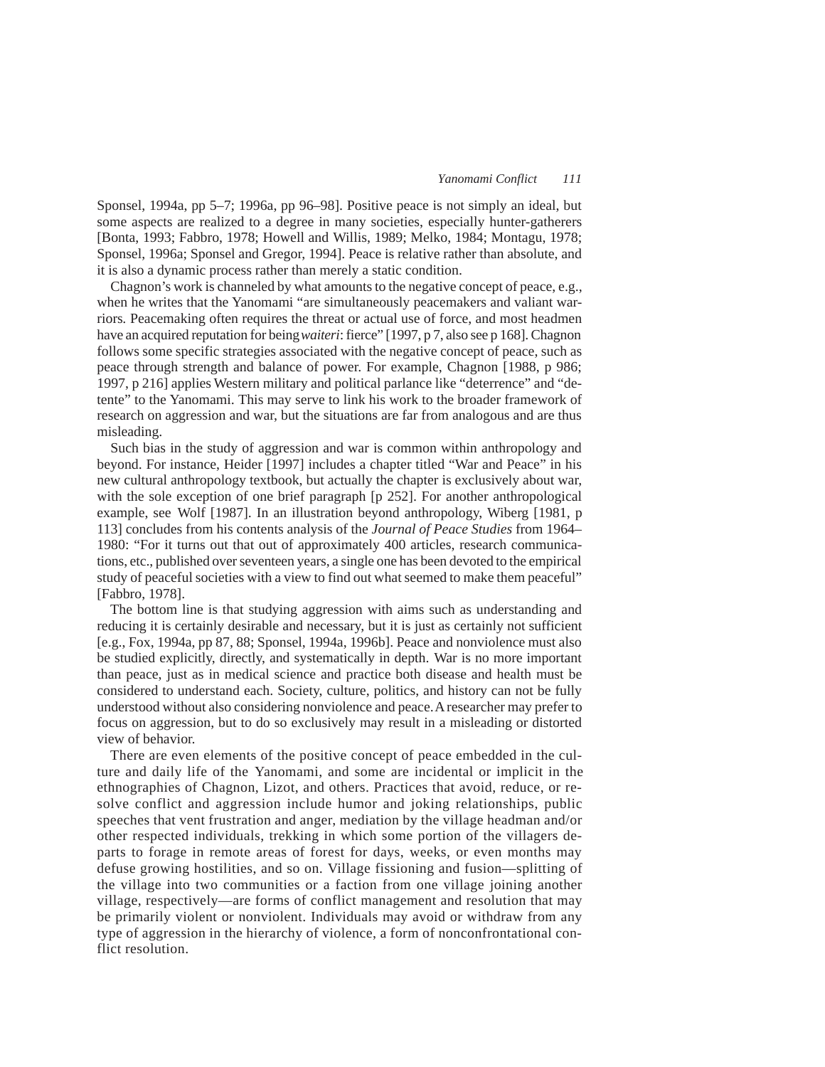Sponsel, 1994a, pp 5–7; 1996a, pp 96–98]. Positive peace is not simply an ideal, but some aspects are realized to a degree in many societies, especially hunter-gatherers [Bonta, 1993; Fabbro, 1978; Howell and Willis, 1989; Melko, 1984; Montagu, 1978; Sponsel, 1996a; Sponsel and Gregor, 1994]. Peace is relative rather than absolute, and it is also a dynamic process rather than merely a static condition.

Chagnon's work is channeled by what amounts to the negative concept of peace, e.g., when he writes that the Yanomami "are simultaneously peacemakers and valiant warriors. Peacemaking often requires the threat or actual use of force, and most headmen have an acquired reputation for being *waiteri*: fierce" [1997, p 7, also see p 168]. Chagnon follows some specific strategies associated with the negative concept of peace, such as peace through strength and balance of power. For example, Chagnon [1988, p 986; 1997, p 216] applies Western military and political parlance like "deterrence" and "detente" to the Yanomami. This may serve to link his work to the broader framework of research on aggression and war, but the situations are far from analogous and are thus misleading.

Such bias in the study of aggression and war is common within anthropology and beyond. For instance, Heider [1997] includes a chapter titled "War and Peace" in his new cultural anthropology textbook, but actually the chapter is exclusively about war, with the sole exception of one brief paragraph [p 252]. For another anthropological example, see Wolf [1987]. In an illustration beyond anthropology, Wiberg [1981, p 113] concludes from his contents analysis of the *Journal of Peace Studies* from 1964–1980: "For it turns out that out of approximately 400 articles, research communications, etc., published over seventeen years, a single one has been devoted to the empirical study of peaceful societies with a view to find out what seemed to make them peaceful" [Fabbro, 1978].

The bottom line is that studying aggression with aims such as understanding and reducing it is certainly desirable and necessary, but it is just as certainly not sufficient [e.g., Fox, 1994a, pp 87, 88; Sponsel, 1994a, 1996b]. Peace and nonviolence must also be studied explicitly, directly, and systematically in depth. War is no more important than peace, just as in medical science and practice both disease and health must be considered to understand each. Society, culture, politics, and history can not be fully understood without also considering nonviolence and peace. A researcher may prefer to focus on aggression, but to do so exclusively may result in a misleading or distorted view of behavior.

There are even elements of the positive concept of peace embedded in the culture and daily life of the Yanomami, and some are incidental or implicit in the ethnographies of Chagnon, Lizot, and others. Practices that avoid, reduce, or resolve conflict and aggression include humor and joking relationships, public speeches that vent frustration and anger, mediation by the village headman and/or other respected individuals, trekking in which some portion of the villagers departs to forage in remote areas of forest for days, weeks, or even months may defuse growing hostilities, and so on. Village fissioning and fusion—splitting of the village into two communities or a faction from one village joining another village, respectively—are forms of conflict management and resolution that may be primarily violent or nonviolent. Individuals may avoid or withdraw from any type of aggression in the hierarchy of violence, a form of nonconfrontational conflict resolution.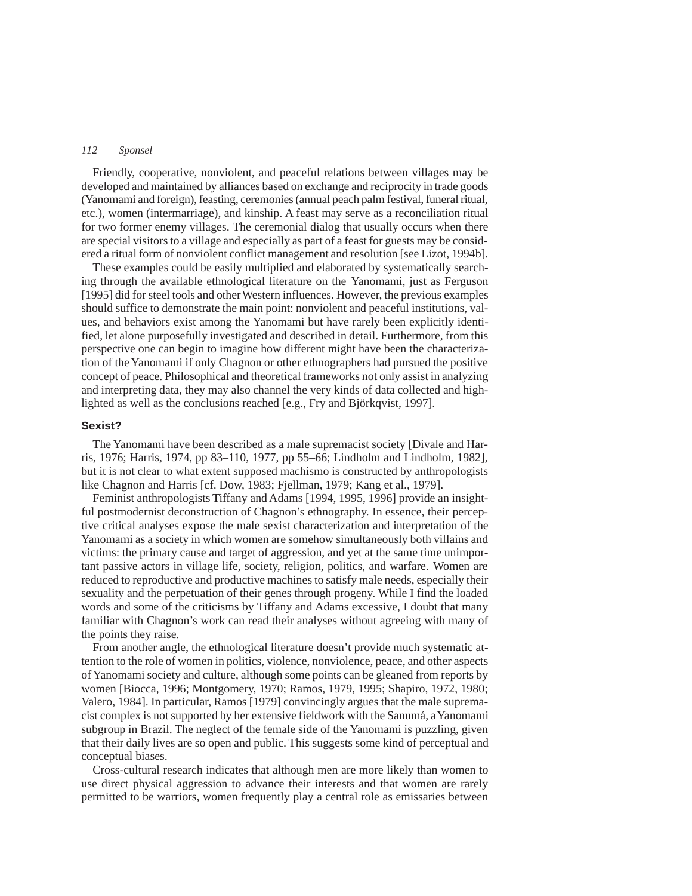Friendly, cooperative, nonviolent, and peaceful relations between villages may be developed and maintained by alliances based on exchange and reciprocity in trade goods (Yanomami and foreign), feasting, ceremonies (annual peach palm festival, funeral ritual, etc.), women (intermarriage), and kinship. A feast may serve as a reconciliation ritual for two former enemy villages. The ceremonial dialog that usually occurs when there are special visitors to a village and especially as part of a feast for guests may be considered a ritual form of nonviolent conflict management and resolution [see Lizot, 1994b].

These examples could be easily multiplied and elaborated by systematically searching through the available ethnological literature on the Yanomami, just as Ferguson [1995] did for steel tools and other Western influences. However, the previous examples should suffice to demonstrate the main point: nonviolent and peaceful institutions, values, and behaviors exist among the Yanomami but have rarely been explicitly identified, let alone purposefully investigated and described in detail. Furthermore, from this perspective one can begin to imagine how different might have been the characterization of the Yanomami if only Chagnon or other ethnographers had pursued the positive concept of peace. Philosophical and theoretical frameworks not only assist in analyzing and interpreting data, they may also channel the very kinds of data collected and highlighted as well as the conclusions reached [e.g., Fry and Björkqvist, 1997].

## Sexist?

The Yanomami have been described as a male supremacist society [Divale and Harris, 1976; Harris, 1974, pp 83–110, 1977, pp 55–66; Lindholm and Lindholm, 1982], but it is not clear to what extent supposed machismo is constructed by anthropologists like Chagnon and Harris [cf. Dow, 1983; Fjellman, 1979; Kang et al., 1979].

Feminist anthropologists Tiffany and Adams [1994, 1995, 1996] provide an insightful postmodernist deconstruction of Chagnon's ethnography. In essence, their perceptive critical analyses expose the male sexist characterization and interpretation of the Yanomami as a society in which women are somehow simultaneously both villains and victims: the primary cause and target of aggression, and yet at the same time unimportant passive actors in village life, society, religion, politics, and warfare. Women are reduced to reproductive and productive machines to satisfy male needs, especially their sexuality and the perpetuation of their genes through progeny. While I find the loaded words and some of the criticisms by Tiffany and Adams excessive, I doubt that many familiar with Chagnon's work can read their analyses without agreeing with many of the points they raise.

From another angle, the ethnological literature doesn't provide much systematic attention to the role of women in politics, violence, nonviolence, peace, and other aspects of Yanomami society and culture, although some points can be gleaned from reports by women [Biocca, 1996; Montgomery, 1970; Ramos, 1979, 1995; Shapiro, 1972, 1980; Valero, 1984]. In particular, Ramos [1979] convincingly argues that the male supremacist complex is not supported by her extensive fieldwork with the Sanumá, a Yanomami subgroup in Brazil. The neglect of the female side of the Yanomami is puzzling, given that their daily lives are so open and public. This suggests some kind of perceptual and conceptual biases.

Cross-cultural research indicates that although men are more likely than women to use direct physical aggression to advance their interests and that women are rarely permitted to be warriors, women frequently play a central role as emissaries between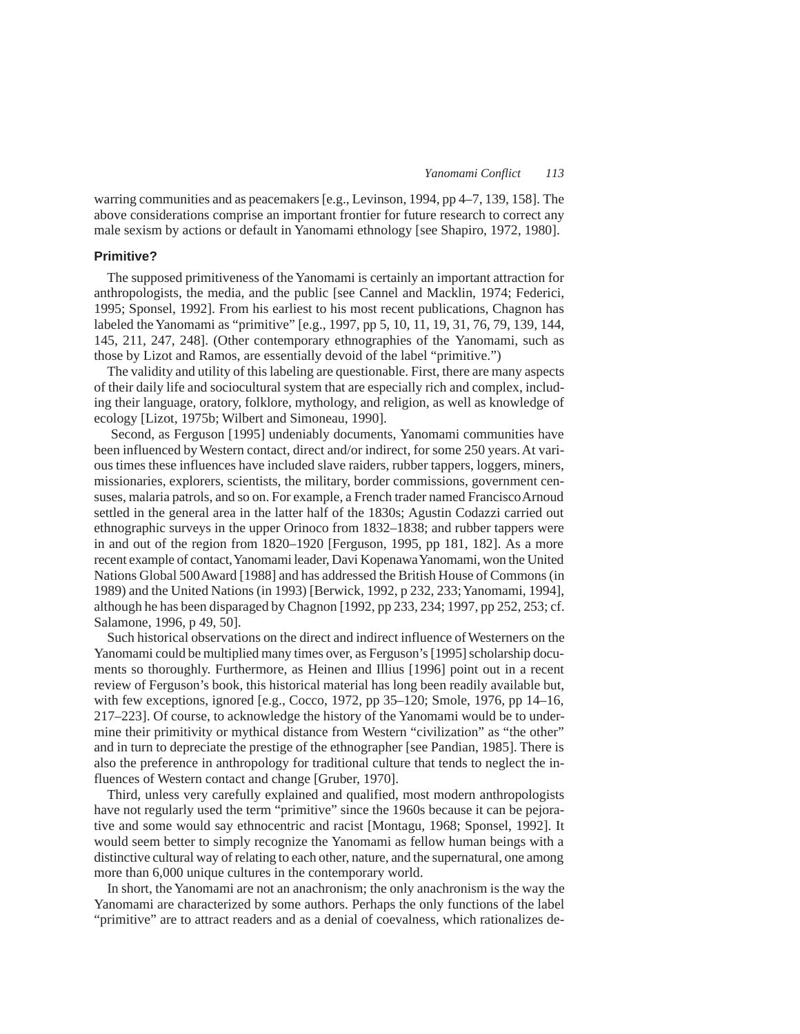warring communities and as peacemakers [e.g., Levinson, 1994, pp 4–7, 139, 158]. The above considerations comprise an important frontier for future research to correct any male sexism by actions or default in Yanomami ethnology [see Shapiro, 1972, 1980].

### Primitive?

The supposed primitiveness of the Yanomami is certainly an important attraction for anthropologists, the media, and the public [see Cannel and Macklin, 1974; Federici, 1995; Sponsel, 1992]. From his earliest to his most recent publications, Chagnon has labeled the Yanomami as "primitive" [e.g., 1997, pp 5, 10, 11, 19, 31, 76, 79, 139, 144, 145, 211, 247, 248]. (Other contemporary ethnographies of the Yanomami, such as those by Lizot and Ramos, are essentially devoid of the label "primitive.")

The validity and utility of this labeling are questionable. First, there are many aspects of their daily life and sociocultural system that are especially rich and complex, including their language, oratory, folklore, mythology, and religion, as well as knowledge of ecology [Lizot, 1975b; Wilbert and Simoneau, 1990].

Second, as Ferguson [1995] undeniably documents, Yanomami communities have been influenced by Western contact, direct and/or indirect, for some 250 years. At various times these influences have included slave raiders, rubber tappers, loggers, miners, missionaries, explorers, scientists, the military, border commissions, government censuses, malaria patrols, and so on. For example, a French trader named Francisco Arnoud settled in the general area in the latter half of the 1830s; Agustin Codazzi carried out ethnographic surveys in the upper Orinoco from 1832–1838; and rubber tappers were in and out of the region from 1820–1920 [Ferguson, 1995, pp 181, 182]. As a more recent example of contact, Yanomami leader, Davi Kopenawa Yanomami, won the United Nations Global 500 Award [1988] and has addressed the British House of Commons (in 1989) and the United Nations (in 1993) [Berwick, 1992, p 232, 233; Yanomami, 1994], although he has been disparaged by Chagnon [1992, pp 233, 234; 1997, pp 252, 253; cf. Salamone, 1996, p 49, 50].

Such historical observations on the direct and indirect influence of Westerners on the Yanomami could be multiplied many times over, as Ferguson's [1995] scholarship documents so thoroughly. Furthermore, as Heinen and Illius [1996] point out in a recent review of Ferguson's book, this historical material has long been readily available but, with few exceptions, ignored [e.g., Cocco, 1972, pp 35–120; Smole, 1976, pp 14–16, 217–223]. Of course, to acknowledge the history of the Yanomami would be to undermine their primitivity or mythical distance from Western "civilization" as "the other" and in turn to depreciate the prestige of the ethnographer [see Pandian, 1985]. There is also the preference in anthropology for traditional culture that tends to neglect the influences of Western contact and change [Gruber, 1970].

Third, unless very carefully explained and qualified, most modern anthropologists have not regularly used the term "primitive" since the 1960s because it can be pejorative and some would say ethnocentric and racist [Montagu, 1968; Sponsel, 1992]. It would seem better to simply recognize the Yanomami as fellow human beings with a distinctive cultural way of relating to each other, nature, and the supernatural, one among more than 6,000 unique cultures in the contemporary world.

In short, the Yanomami are not an anachronism; the only anachronism is the way the Yanomami are characterized by some authors. Perhaps the only functions of the label "primitive" are to attract readers and as a denial of coevalness, which rationalizes de-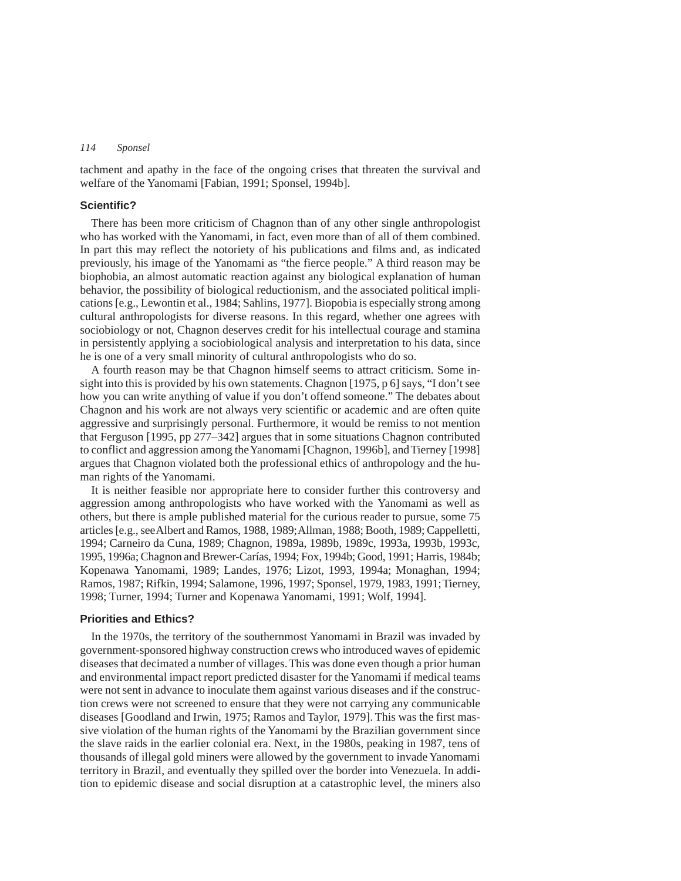tachment and apathy in the face of the ongoing crises that threaten the survival and welfare of the Yanomami [Fabian, 1991; Sponsel, 1994b].

### Scientific?

There has been more criticism of Chagnon than of any other single anthropologist who has worked with the Yanomami, in fact, even more than of all of them combined. In part this may reflect the notoriety of his publications and films and, as indicated previously, his image of the Yanomami as "the fierce people." A third reason may be biophobia, an almost automatic reaction against any biological explanation of human behavior, the possibility of biological reductionism, and the associated political implications [e.g., Lewontin et al., 1984; Sahlins, 1977]. Biopobia is especially strong among cultural anthropologists for diverse reasons. In this regard, whether one agrees with sociobiology or not, Chagnon deserves credit for his intellectual courage and stamina in persistently applying a sociobiological analysis and interpretation to his data, since he is one of a very small minority of cultural anthropologists who do so.

A fourth reason may be that Chagnon himself seems to attract criticism. Some insight into this is provided by his own statements. Chagnon [1975, p 6] says, "I don't see how you can write anything of value if you don't offend someone." The debates about Chagnon and his work are not always very scientific or academic and are often quite aggressive and surprisingly personal. Furthermore, it would be remiss to not mention that Ferguson [1995, pp 277–342] argues that in some situations Chagnon contributed to conflict and aggression among the Yanomami [Chagnon, 1996b], and Tierney [1998] argues that Chagnon violated both the professional ethics of anthropology and the human rights of the Yanomami.

It is neither feasible nor appropriate here to consider further this controversy and aggression among anthropologists who have worked with the Yanomami as well as others, but there is ample published material for the curious reader to pursue, some 75 articles [e.g., see Albert and Ramos, 1988, 1989; Allman, 1988; Booth, 1989; Cappelletti, 1994; Carneiro da Cuna, 1989; Chagnon, 1989a, 1989b, 1989c, 1993a, 1993b, 1993c, 1995, 1996a; Chagnon and Brewer-Carías, 1994; Fox, 1994b; Good, 1991; Harris, 1984b; Kopenawa Yanomami, 1989; Landes, 1976; Lizot, 1993, 1994a; Monaghan, 1994; Ramos, 1987; Rifkin, 1994; Salamone, 1996, 1997; Sponsel, 1979, 1983, 1991; Tierney, 1998; Turner, 1994; Turner and Kopenawa Yanomami, 1991; Wolf, 1994].

### Priorities and Ethics?

In the 1970s, the territory of the southernmost Yanomami in Brazil was invaded by government-sponsored highway construction crews who introduced waves of epidemic diseases that decimated a number of villages. This was done even though a prior human and environmental impact report predicted disaster for the Yanomami if medical teams were not sent in advance to inoculate them against various diseases and if the construction crews were not screened to ensure that they were not carrying any communicable diseases [Goodland and Irwin, 1975; Ramos and Taylor, 1979]. This was the first massive violation of the human rights of the Yanomami by the Brazilian government since the slave raids in the earlier colonial era. Next, in the 1980s, peaking in 1987, tens of thousands of illegal gold miners were allowed by the government to invade Yanomami territory in Brazil, and eventually they spilled over the border into Venezuela. In addition to epidemic disease and social disruption at a catastrophic level, the miners also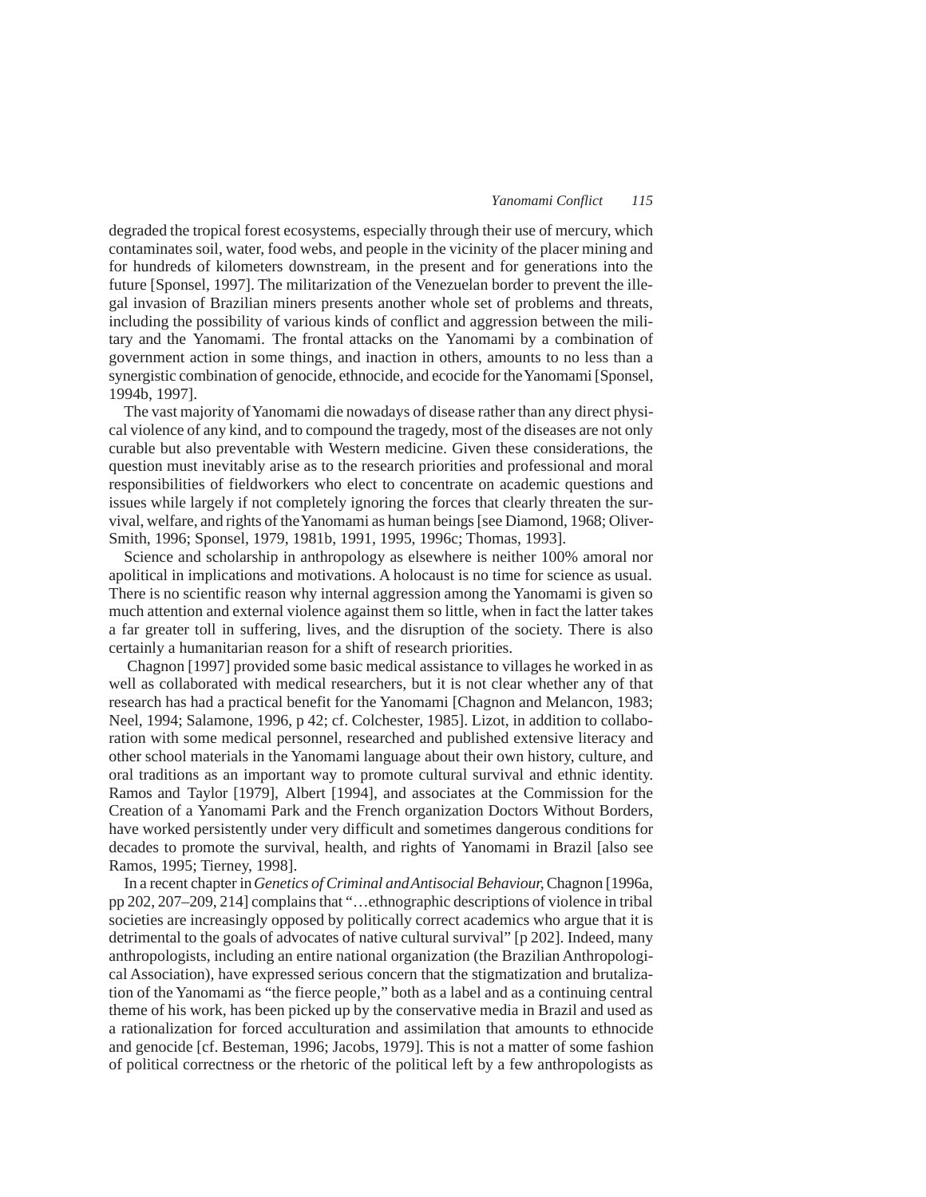degraded the tropical forest ecosystems, especially through their use of mercury, which contaminates soil, water, food webs, and people in the vicinity of the placer mining and for hundreds of kilometers downstream, in the present and for generations into the future [Sponsel, 1997]. The militarization of the Venezuelan border to prevent the illegal invasion of Brazilian miners presents another whole set of problems and threats, including the possibility of various kinds of conflict and aggression between the military and the Yanomami. The frontal attacks on the Yanomami by a combination of government action in some things, and inaction in others, amounts to no less than a synergistic combination of genocide, ethnocide, and ecocide for the Yanomami [Sponsel, 1994b, 1997].

The vast majority of Yanomami die nowadays of disease rather than any direct physical violence of any kind, and to compound the tragedy, most of the diseases are not only curable but also preventable with Western medicine. Given these considerations, the question must inevitably arise as to the research priorities and professional and moral responsibilities of fieldworkers who elect to concentrate on academic questions and issues while largely if not completely ignoring the forces that clearly threaten the survival, welfare, and rights of the Yanomami as human beings [see Diamond, 1968; Oliver-Smith, 1996; Sponsel, 1979, 1981b, 1991, 1995, 1996c; Thomas, 1993].

Science and scholarship in anthropology as elsewhere is neither 100% amoral nor apolitical in implications and motivations. A holocaust is no time for science as usual. There is no scientific reason why internal aggression among the Yanomami is given so much attention and external violence against them so little, when in fact the latter takes a far greater toll in suffering, lives, and the disruption of the society. There is also certainly a humanitarian reason for a shift of research priorities.

Chagnon [1997] provided some basic medical assistance to villages he worked in as well as collaborated with medical researchers, but it is not clear whether any of that research has had a practical benefit for the Yanomami [Chagnon and Melancon, 1983; Neel, 1994; Salamone, 1996, p 42; cf. Colchester, 1985]. Lizot, in addition to collaboration with some medical personnel, researched and published extensive literacy and other school materials in the Yanomami language about their own history, culture, and oral traditions as an important way to promote cultural survival and ethnic identity. Ramos and Taylor [1979], Albert [1994], and associates at the Commission for the Creation of a Yanomami Park and the French organization Doctors Without Borders, have worked persistently under very difficult and sometimes dangerous conditions for decades to promote the survival, health, and rights of Yanomami in Brazil [also see Ramos, 1995; Tierney, 1998].

In a recent chapter in *Genetics of Criminal and Antisocial Behaviour,* Chagnon [1996a, pp 202, 207–209, 214] complains that "…ethnographic descriptions of violence in tribal societies are increasingly opposed by politically correct academics who argue that it is detrimental to the goals of advocates of native cultural survival" [p 202]. Indeed, many anthropologists, including an entire national organization (the Brazilian Anthropological Association), have expressed serious concern that the stigmatization and brutalization of the Yanomami as "the fierce people," both as a label and as a continuing central theme of his work, has been picked up by the conservative media in Brazil and used as a rationalization for forced acculturation and assimilation that amounts to ethnocide and genocide [cf. Besteman, 1996; Jacobs, 1979]. This is not a matter of some fashion of political correctness or the rhetoric of the political left by a few anthropologists as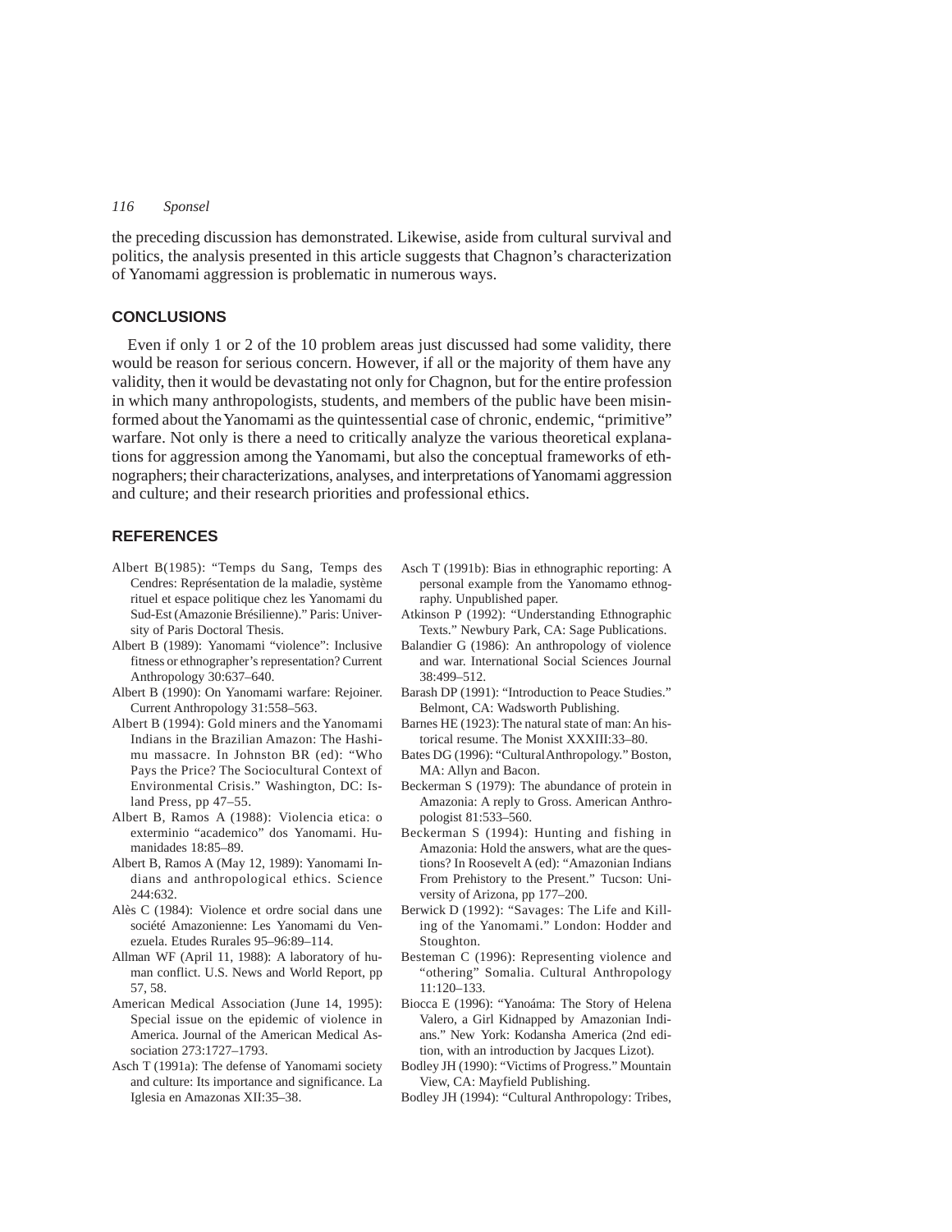the preceding discussion has demonstrated. Likewise, aside from cultural survival and politics, the analysis presented in this article suggests that Chagnon's characterization of Yanomami aggression is problematic in numerous ways.

## CONCLUSIONS

Even if only 1 or 2 of the 10 problem areas just discussed had some validity, there would be reason for serious concern. However, if all or the majority of them have any validity, then it would be devastating not only for Chagnon, but for the entire profession in which many anthropologists, students, and members of the public have been misinformed about the Yanomami as the quintessential case of chronic, endemic, "primitive" warfare. Not only is there a need to critically analyze the various theoretical explanations for aggression among the Yanomami, but also the conceptual frameworks of ethnographers; their characterizations, analyses, and interpretations of Yanomami aggression and culture; and their research priorities and professional ethics.

## REFERENCES

Albert B(1985): "Temps du Sang, Temps des Cendres: Représentation de la maladie, système rituel et espace politique chez les Yanomami du Sud-Est (Amazonie Brésilienne)." Paris: University of Paris Doctoral Thesis.

Albert B (1989): Yanomami "violence": Inclusive fitness or ethnographer's representation? Current Anthropology 30:637–640.

Albert B (1990): On Yanomami warfare: Rejoiner. Current Anthropology 31:558–563.

Albert B (1994): Gold miners and the Yanomami Indians in the Brazilian Amazon: The Hashimu massacre. In Johnston BR (ed): "Who Pays the Price? The Sociocultural Context of Environmental Crisis." Washington, DC: Island Press, pp 47–55.

Albert B, Ramos A (1988): Violencia etica: o exterminio "academico" dos Yanomami. Humanidades 18:85–89.

Albert B, Ramos A (May 12, 1989): Yanomami Indians and anthropological ethics. Science 244:632.

Alès C (1984): Violence et ordre social dans une société Amazonienne: Les Yanomami du Venezuela. Etudes Rurales 95–96:89–114.

Allman WF (April 11, 1988): A laboratory of human conflict. U.S. News and World Report, pp 57, 58.

American Medical Association (June 14, 1995): Special issue on the epidemic of violence in America. Journal of the American Medical Association 273:1727–1793.

Asch T (1991a): The defense of Yanomami society and culture: Its importance and significance. La Iglesia en Amazonas XII:35–38.

Asch T (1991b): Bias in ethnographic reporting: A personal example from the Yanomamo ethnography. Unpublished paper.

Atkinson P (1992): "Understanding Ethnographic Texts." Newbury Park, CA: Sage Publications.

Balandier G (1986): An anthropology of violence and war. International Social Sciences Journal 38:499–512.

Barash DP (1991): "Introduction to Peace Studies." Belmont, CA: Wadsworth Publishing.

Barnes HE (1923): The natural state of man: An historical resume. The Monist XXXIII:33–80.

Bates DG (1996): "Cultural Anthropology." Boston, MA: Allyn and Bacon.

Beckerman S (1979): The abundance of protein in Amazonia: A reply to Gross. American Anthropologist 81:533–560.

Beckerman S (1994): Hunting and fishing in Amazonia: Hold the answers, what are the questions? In Roosevelt A (ed): "Amazonian Indians From Prehistory to the Present." Tucson: University of Arizona, pp 177–200.

Berwick D (1992): "Savages: The Life and Killing of the Yanomami." London: Hodder and Stoughton.

Besteman C (1996): Representing violence and "othering" Somalia. Cultural Anthropology 11:120–133.

Biocca E (1996): "Yanoáma: The Story of Helena Valero, a Girl Kidnapped by Amazonian Indians." New York: Kodansha America (2nd edition, with an introduction by Jacques Lizot).

Bodley JH (1990): "Victims of Progress." Mountain View, CA: Mayfield Publishing.

Bodley JH (1994): "Cultural Anthropology: Tribes,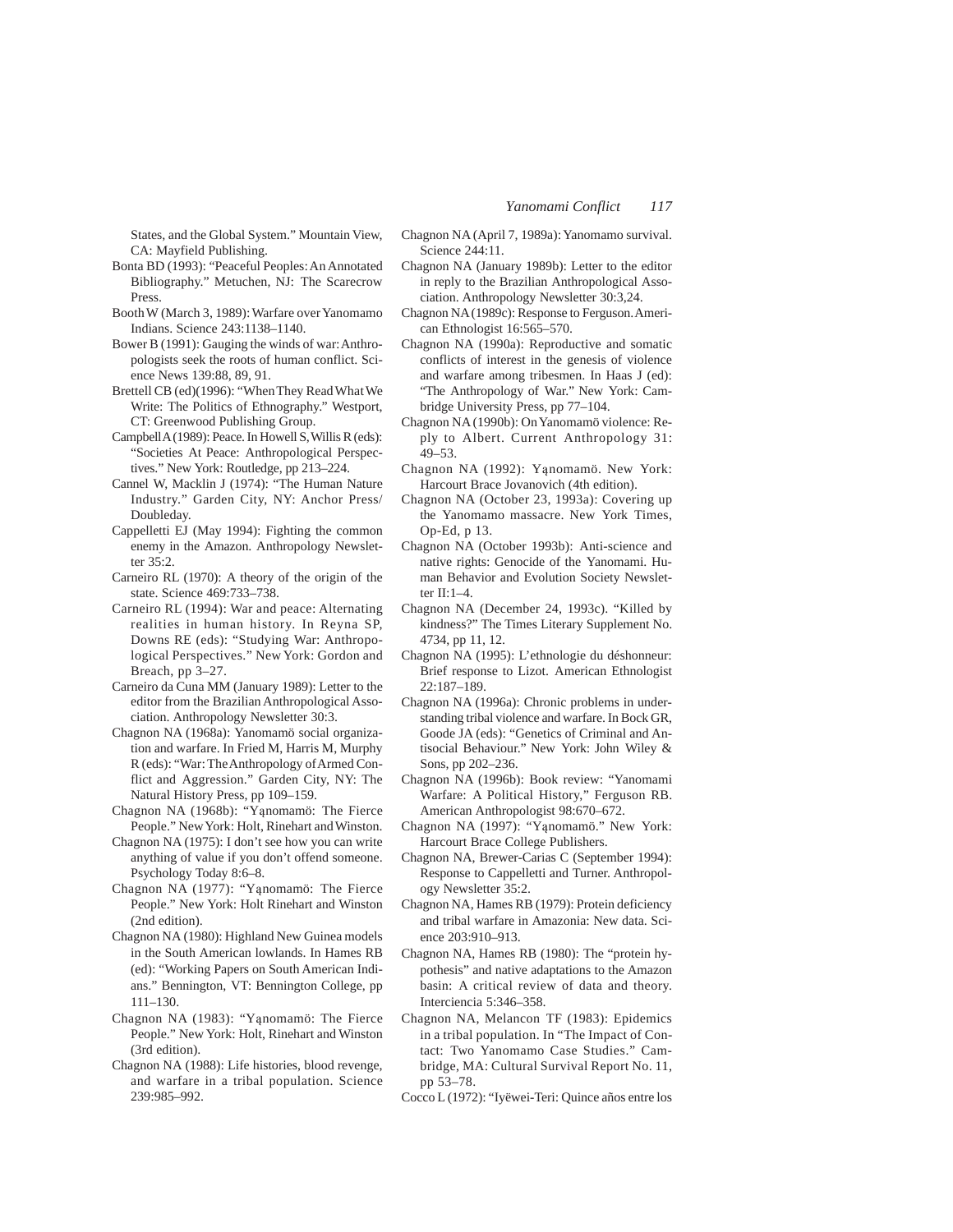States, and the Global System." Mountain View, CA: Mayfield Publishing.

Bonta BD (1993): "Peaceful Peoples: An Annotated Bibliography." Metuchen, NJ: The Scarecrow Press.

Booth W (March 3, 1989): Warfare over Yanomamo Indians. Science 243:1138–1140.

Bower B (1991): Gauging the winds of war: Anthropologists seek the roots of human conflict. Science News 139:88, 89, 91.

Brettell CB (ed)(1996): "When They Read What We Write: The Politics of Ethnography." Westport, CT: Greenwood Publishing Group.

Campbell A (1989): Peace. In Howell S, Willis R (eds): "Societies At Peace: Anthropological Perspectives." New York: Routledge, pp 213–224.

Cannel W, Macklin J (1974): "The Human Nature Industry." Garden City, NY: Anchor Press/Doubleday.

Cappelletti EJ (May 1994): Fighting the common enemy in the Amazon. Anthropology Newsletter 35:2.

Carneiro RL (1970): A theory of the origin of the state. Science 469:733–738.

Carneiro RL (1994): War and peace: Alternating realities in human history. In Reyna SP, Downs RE (eds): "Studying War: Anthropological Perspectives." New York: Gordon and Breach, pp 3–27.

Carneiro da Cuna MM (January 1989): Letter to the editor from the Brazilian Anthropological Association. Anthropology Newsletter 30:3.

Chagnon NA (1968a): Yanomamö social organization and warfare. In Fried M, Harris M, Murphy R (eds): "War: The Anthropology of Armed Conflict and Aggression." Garden City, NY: The Natural History Press, pp 109–159.

Chagnon NA (1968b): "Yąnomamö: The Fierce People." New York: Holt, Rinehart and Winston.

Chagnon NA (1975): I don't see how you can write anything of value if you don't offend someone. Psychology Today 8:6–8.

Chagnon NA (1977): "Yąnomamö: The Fierce People." New York: Holt Rinehart and Winston (2nd edition).

Chagnon NA (1980): Highland New Guinea models in the South American lowlands. In Hames RB (ed): "Working Papers on South American Indians." Bennington, VT: Bennington College, pp 111–130.

Chagnon NA (1983): "Yąnomamö: The Fierce People." New York: Holt, Rinehart and Winston (3rd edition).

Chagnon NA (1988): Life histories, blood revenge, and warfare in a tribal population. Science 239:985–992.

Chagnon NA (April 7, 1989a): Yanomamo survival. Science 244:11.

Chagnon NA (January 1989b): Letter to the editor in reply to the Brazilian Anthropological Association. Anthropology Newsletter 30:3,24.

Chagnon NA (1989c): Response to Ferguson. American Ethnologist 16:565–570.

Chagnon NA (1990a): Reproductive and somatic conflicts of interest in the genesis of violence and warfare among tribesmen. In Haas J (ed): "The Anthropology of War." New York: Cambridge University Press, pp 77–104.

Chagnon NA (1990b): On Yanomamö violence: Reply to Albert. Current Anthropology 31: 49–53.

Chagnon NA (1992): Yąnomamö. New York: Harcourt Brace Jovanovich (4th edition).

Chagnon NA (October 23, 1993a): Covering up the Yanomamo massacre. New York Times, Op-Ed, p 13.

Chagnon NA (October 1993b): Anti-science and native rights: Genocide of the Yanomami. Human Behavior and Evolution Society Newsletter II:1–4.

Chagnon NA (December 24, 1993c). "Killed by kindness?" The Times Literary Supplement No. 4734, pp 11, 12.

Chagnon NA (1995): L'ethnologie du déshonneur: Brief response to Lizot. American Ethnologist 22:187–189.

Chagnon NA (1996a): Chronic problems in understanding tribal violence and warfare. In Bock GR, Goode JA (eds): "Genetics of Criminal and Antisocial Behaviour." New York: John Wiley & Sons, pp 202–236.

Chagnon NA (1996b): Book review: "Yanomami Warfare: A Political History," Ferguson RB. American Anthropologist 98:670–672.

Chagnon NA (1997): "Yąnomamö." New York: Harcourt Brace College Publishers.

Chagnon NA, Brewer-Carias C (September 1994): Response to Cappelletti and Turner. Anthropology Newsletter 35:2.

Chagnon NA, Hames RB (1979): Protein deficiency and tribal warfare in Amazonia: New data. Science 203:910–913.

Chagnon NA, Hames RB (1980): The "protein hypothesis" and native adaptations to the Amazon basin: A critical review of data and theory. Interciencia 5:346–358.

Chagnon NA, Melancon TF (1983): Epidemics in a tribal population. In "The Impact of Contact: Two Yanomamo Case Studies." Cambridge, MA: Cultural Survival Report No. 11, pp 53–78.

Cocco L (1972): "Iyëwei-Teri: Quince años entre los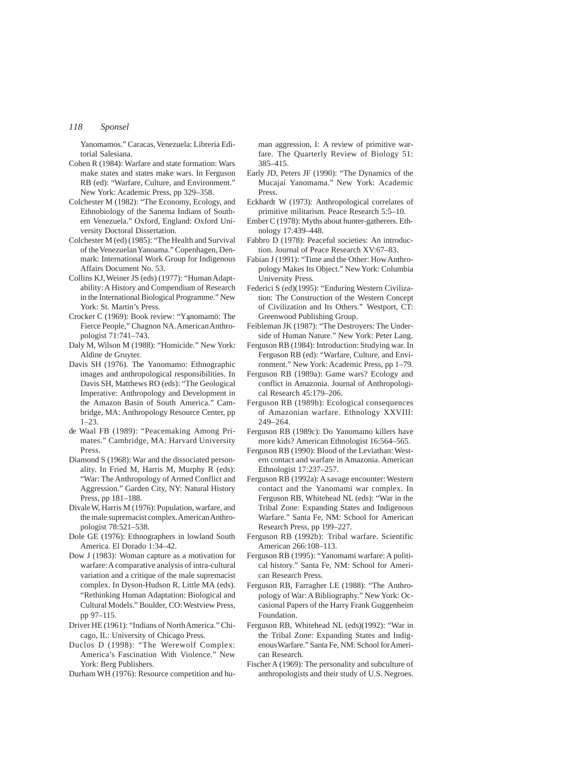Yanomamos." Caracas, Venezuela: Libreria Editorial Salesiana.

Cohen R (1984): Warfare and state formation: Wars make states and states make wars. In Ferguson RB (ed): "Warfare, Culture, and Environment." New York: Academic Press, pp 329–358.

Colchester M (1982): "The Economy, Ecology, and Ethnobiology of the Sanema Indians of Southern Venezuela." Oxford, England: Oxford University Doctoral Dissertation.

Colchester M (ed) (1985): "The Health and Survival of the Venezuelan Yanoama." Copenhagen, Denmark: International Work Group for Indigenous Affairs Document No. 53.

Collins KJ, Weiner JS (eds) (1977): "Human Adaptability: A History and Compendium of Research in the International Biological Programme." New York: St. Martin's Press.

Crocker C (1969): Book review: "Yąnomamö: The Fierce People," Chagnon NA. American Anthropologist 71:741–743.

Daly M, Wilson M (1988): "Homicide." New York: Aldine de Gruyter.

Davis SH (1976). The Yanomamo: Ethnographic images and anthropological responsibilities. In Davis SH, Matthews RO (eds): "The Geological Imperative: Anthropology and Development in the Amazon Basin of South America." Cambridge, MA: Anthropology Resource Center, pp 1–23.

de Waal FB (1989): "Peacemaking Among Primates." Cambridge, MA: Harvard University Press.

Diamond S (1968): War and the dissociated personality. In Fried M, Harris M, Murphy R (eds): "War: The Anthropology of Armed Conflict and Aggression." Garden City, NY: Natural History Press, pp 181–188.

Divale W, Harris M (1976): Population, warfare, and the male supremacist complex. American Anthropologist 78:521–538.

Dole GE (1976): Ethnographers in lowland South America. El Dorado 1:34–42.

Dow J (1983): Woman capture as a motivation for warfare: A comparative analysis of intra-cultural variation and a critique of the male supremacist complex. In Dyson-Hudson R, Little MA (eds). "Rethinking Human Adaptation: Biological and Cultural Models." Boulder, CO: Westview Press, pp 97–115.

Driver HE (1961): "Indians of North America." Chicago, IL: University of Chicago Press.

Duclos D (1998): "The Werewolf Complex: America's Fascination With Violence." New York: Berg Publishers.

Durham WH (1976): Resource competition and human aggression, I: A review of primitive warfare. The Quarterly Review of Biology 51: 385–415.

Early JD, Peters JF (1990): "The Dynamics of the Mucajaí Yanomama." New York: Academic Press.

Eckhardt W (1973): Anthropological correlates of primitive militarism. Peace Research 5:5–10.

Ember C (1978): Myths about hunter-gatherers. Ethnology 17:439–448.

Fabbro D (1978): Peaceful societies: An introduction. Journal of Peace Research XV:67–83.

Fabian J (1991): "Time and the Other: How Anthropology Makes Its Object." New York: Columbia University Press.

Federici S (ed)(1995): "Enduring Western Civilization: The Construction of the Western Concept of Civilization and Its Others." Westport, CT: Greenwood Publishing Group.

Feibleman JK (1987): "The Destroyers: The Underside of Human Nature." New York: Peter Lang.

Ferguson RB (1984): Introduction: Studying war. In Ferguson RB (ed): "Warfare, Culture, and Environment." New York: Academic Press, pp 1–79.

Ferguson RB (1989a): Game wars? Ecology and conflict in Amazonia. Journal of Anthropological Research 45:179–206.

Ferguson RB (1989b): Ecological consequences of Amazonian warfare. Ethnology XXVIII: 249–264.

Ferguson RB (1989c): Do Yanomamo killers have more kids? American Ethnologist 16:564–565.

Ferguson RB (1990): Blood of the Leviathan: Western contact and warfare in Amazonia. American Ethnologist 17:237–257.

Ferguson RB (1992a): A savage encounter: Western contact and the Yanomami war complex. In Ferguson RB, Whitehead NL (eds): "War in the Tribal Zone: Expanding States and Indigenous Warfare." Santa Fe, NM: School for American Research Press, pp 199–227.

Ferguson RB (1992b): Tribal warfare. Scientific American 266:108–113.

Ferguson RB (1995): "Yanomami warfare: A political history." Santa Fe, NM: School for American Research Press.

Ferguson RB, Farragher LE (1988): "The Anthropology of War: A Bibliography." New York: Occasional Papers of the Harry Frank Guggenheim Foundation.

Ferguson RB, Whitehead NL (eds)(1992): "War in the Tribal Zone: Expanding States and Indigenous Warfare." Santa Fe, NM: School for American Research.

Fischer A (1969): The personality and subculture of anthropologists and their study of U.S. Negroes.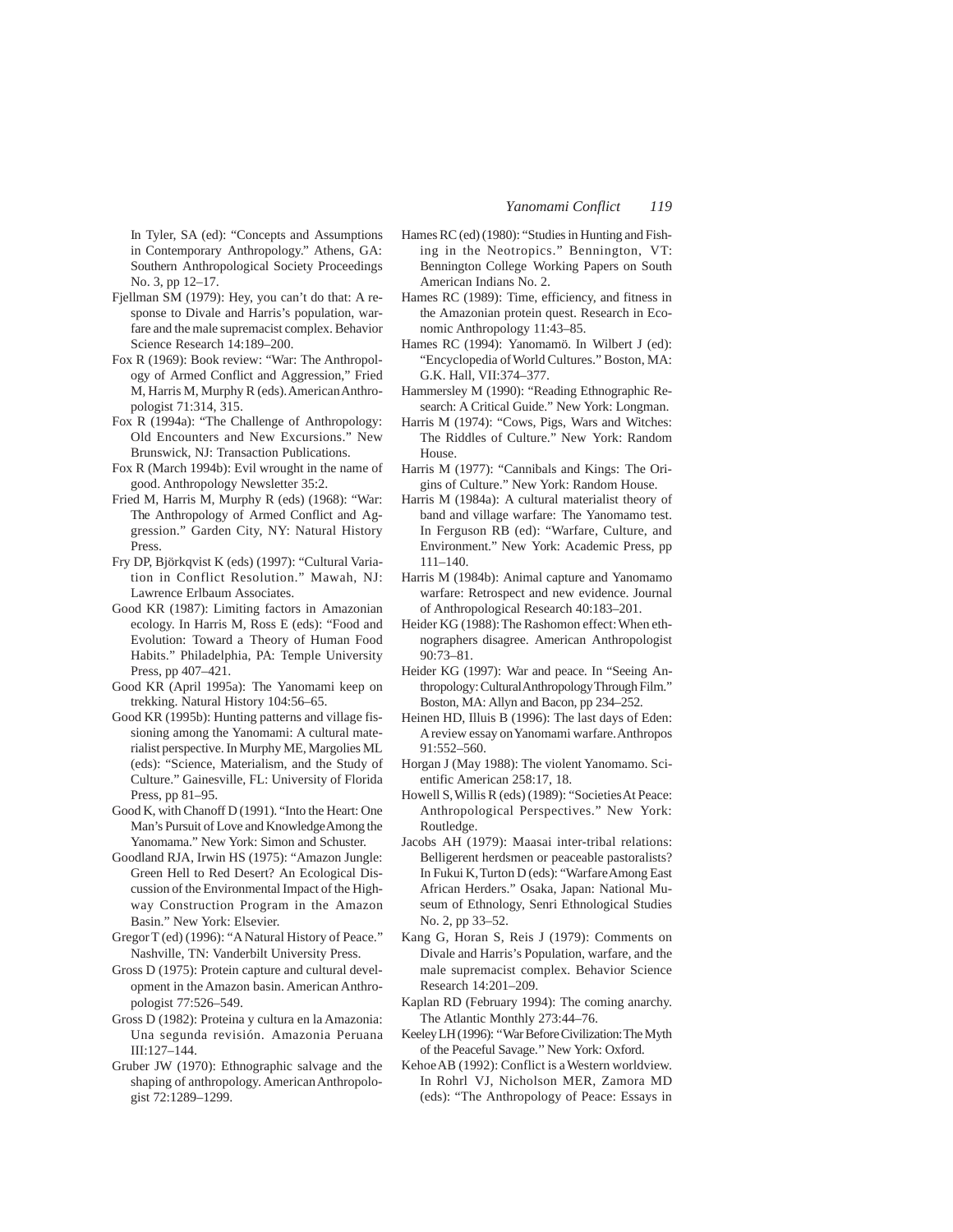In Tyler, SA (ed): "Concepts and Assumptions in Contemporary Anthropology." Athens, GA: Southern Anthropological Society Proceedings No. 3, pp 12–17.

Fjellman SM (1979): Hey, you can't do that: A response to Divale and Harris's population, warfare and the male supremacist complex. Behavior Science Research 14:189–200.

Fox R (1969): Book review: "War: The Anthropology of Armed Conflict and Aggression," Fried M, Harris M, Murphy R (eds). American Anthropologist 71:314, 315.

Fox R (1994a): "The Challenge of Anthropology: Old Encounters and New Excursions." New Brunswick, NJ: Transaction Publications.

Fox R (March 1994b): Evil wrought in the name of good. Anthropology Newsletter 35:2.

Fried M, Harris M, Murphy R (eds) (1968): "War: The Anthropology of Armed Conflict and Aggression." Garden City, NY: Natural History Press.

Fry DP, Björkqvist K (eds) (1997): "Cultural Variation in Conflict Resolution." Mawah, NJ: Lawrence Erlbaum Associates.

Good KR (1987): Limiting factors in Amazonian ecology. In Harris M, Ross E (eds): "Food and Evolution: Toward a Theory of Human Food Habits." Philadelphia, PA: Temple University Press, pp 407–421.

Good KR (April 1995a): The Yanomami keep on trekking. Natural History 104:56–65.

Good KR (1995b): Hunting patterns and village fissioning among the Yanomami: A cultural materialist perspective. In Murphy ME, Margolies ML (eds): "Science, Materialism, and the Study of Culture." Gainesville, FL: University of Florida Press, pp 81–95.

Good K, with Chanoff D (1991). "Into the Heart: One Man's Pursuit of Love and Knowledge Among the Yanomama." New York: Simon and Schuster.

Goodland RJA, Irwin HS (1975): "Amazon Jungle: Green Hell to Red Desert? An Ecological Discussion of the Environmental Impact of the Highway Construction Program in the Amazon Basin." New York: Elsevier.

Gregor T (ed) (1996): "A Natural History of Peace." Nashville, TN: Vanderbilt University Press.

Gross D (1975): Protein capture and cultural development in the Amazon basin. American Anthropologist 77:526–549.

Gross D (1982): Proteina y cultura en la Amazonia: Una segunda revisión. Amazonia Peruana III:127–144.

Gruber JW (1970): Ethnographic salvage and the shaping of anthropology. American Anthropologist 72:1289–1299.

Hames RC (ed) (1980): "Studies in Hunting and Fishing in the Neotropics." Bennington, VT: Bennington College Working Papers on South American Indians No. 2.

Hames RC (1989): Time, efficiency, and fitness in the Amazonian protein quest. Research in Economic Anthropology 11:43–85.

Hames RC (1994): Yanomamö. In Wilbert J (ed): "Encyclopedia of World Cultures." Boston, MA: G.K. Hall, VII:374–377.

Hammersley M (1990): "Reading Ethnographic Research: A Critical Guide." New York: Longman.

Harris M (1974): "Cows, Pigs, Wars and Witches: The Riddles of Culture." New York: Random House.

Harris M (1977): "Cannibals and Kings: The Origins of Culture." New York: Random House.

Harris M (1984a): A cultural materialist theory of band and village warfare: The Yanomamo test. In Ferguson RB (ed): "Warfare, Culture, and Environment." New York: Academic Press, pp 111–140.

Harris M (1984b): Animal capture and Yanomamo warfare: Retrospect and new evidence. Journal of Anthropological Research 40:183–201.

Heider KG (1988): The Rashomon effect: When ethnographers disagree. American Anthropologist 90:73–81.

Heider KG (1997): War and peace. In "Seeing Anthropology: Cultural Anthropology Through Film." Boston, MA: Allyn and Bacon, pp 234–252.

Heinen HD, Illuis B (1996): The last days of Eden: A review essay on Yanomami warfare. Anthropos 91:552–560.

Horgan J (May 1988): The violent Yanomamo. Scientific American 258:17, 18.

Howell S, Willis R (eds) (1989): "Societies At Peace: Anthropological Perspectives." New York: Routledge.

Jacobs AH (1979): Maasai inter-tribal relations: Belligerent herdsmen or peaceable pastoralists? In Fukui K, Turton D (eds): "Warfare Among East African Herders." Osaka, Japan: National Museum of Ethnology, Senri Ethnological Studies No. 2, pp 33–52.

Kang G, Horan S, Reis J (1979): Comments on Divale and Harris's Population, warfare, and the male supremacist complex. Behavior Science Research 14:201–209.

Kaplan RD (February 1994): The coming anarchy. The Atlantic Monthly 273:44–76.

Keeley LH (1996): "War Before Civilization: The Myth of the Peaceful Savage." New York: Oxford.

Kehoe AB (1992): Conflict is a Western worldview. In Rohrl VJ, Nicholson MER, Zamora MD (eds): "The Anthropology of Peace: Essays in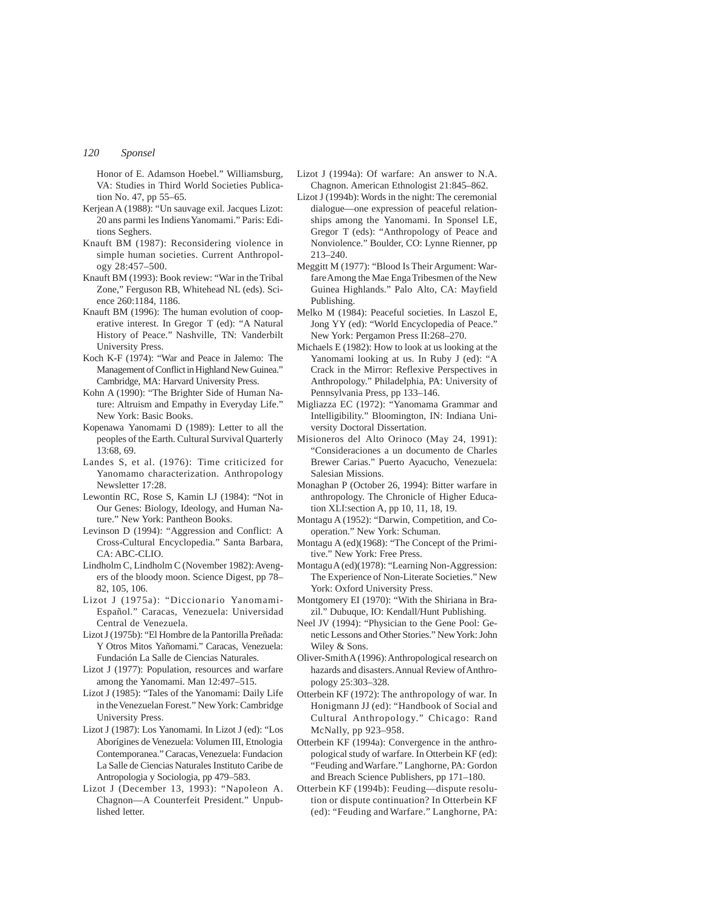Honor of E. Adamson Hoebel." Williamsburg, VA: Studies in Third World Societies Publication No. 47, pp 55–65.

Kerjean A (1988): "Un sauvage exil. Jacques Lizot: 20 ans parmi les Indiens Yanomami." Paris: Editions Seghers.

Knauft BM (1987): Reconsidering violence in simple human societies. Current Anthropology 28:457–500.

Knauft BM (1993): Book review: "War in the Tribal Zone," Ferguson RB, Whitehead NL (eds). Science 260:1184, 1186.

Knauft BM (1996): The human evolution of cooperative interest. In Gregor T (ed): "A Natural History of Peace." Nashville, TN: Vanderbilt University Press.

Koch K-F (1974): "War and Peace in Jalemo: The Management of Conflict in Highland New Guinea." Cambridge, MA: Harvard University Press.

Kohn A (1990): "The Brighter Side of Human Nature: Altruism and Empathy in Everyday Life." New York: Basic Books.

Kopenawa Yanomami D (1989): Letter to all the peoples of the Earth. Cultural Survival Quarterly 13:68, 69.

Landes S, et al. (1976): Time criticized for Yanomamo characterization. Anthropology Newsletter 17:28.

Lewontin RC, Rose S, Kamin LJ (1984): "Not in Our Genes: Biology, Ideology, and Human Nature." New York: Pantheon Books.

Levinson D (1994): "Aggression and Conflict: A Cross-Cultural Encyclopedia." Santa Barbara, CA: ABC-CLIO.

Lindholm C, Lindholm C (November 1982): Avengers of the bloody moon. Science Digest, pp 78–82, 105, 106.

Lizot J (1975a): "Diccionario Yanomami-Español." Caracas, Venezuela: Universidad Central de Venezuela.

Lizot J (1975b): "El Hombre de la Pantorilla Preñada: Y Otros Mitos Yañomami." Caracas, Venezuela: Fundación La Salle de Ciencias Naturales.

Lizot J (1977): Population, resources and warfare among the Yanomami. Man 12:497–515.

Lizot J (1985): "Tales of the Yanomami: Daily Life in the Venezuelan Forest." New York: Cambridge University Press.

Lizot J (1987): Los Yanomami. In Lizot J (ed): "Los Aborígines de Venezuela: Volumen III, Etnologia Contemporanea." Caracas, Venezuela: Fundacion La Salle de Ciencias Naturales Instituto Caribe de Antropologia y Sociologia, pp 479–583.

Lizot J (December 13, 1993): "Napoleon A. Chagnon—A Counterfeit President." Unpublished letter.

Lizot J (1994a): Of warfare: An answer to N.A. Chagnon. American Ethnologist 21:845–862.

Lizot J (1994b): Words in the night: The ceremonial dialogue—one expression of peaceful relationships among the Yanomami. In Sponsel LE, Gregor T (eds): "Anthropology of Peace and Nonviolence." Boulder, CO: Lynne Rienner, pp 213–240.

Meggitt M (1977): "Blood Is Their Argument: Warfare Among the Mae Enga Tribesmen of the New Guinea Highlands." Palo Alto, CA: Mayfield Publishing.

Melko M (1984): Peaceful societies. In Laszol E, Jong YY (ed): "World Encyclopedia of Peace." New York: Pergamon Press II:268–270.

Michaels E (1982): How to look at us looking at the Yanomami looking at us. In Ruby J (ed): "A Crack in the Mirror: Reflexive Perspectives in Anthropology." Philadelphia, PA: University of Pennsylvania Press, pp 133–146.

Migliazza EC (1972): "Yanomama Grammar and Intelligibility." Bloomington, IN: Indiana University Doctoral Dissertation.

Misioneros del Alto Orinoco (May 24, 1991): "Consideraciones a un documento de Charles Brewer Carias." Puerto Ayacucho, Venezuela: Salesian Missions.

Monaghan P (October 26, 1994): Bitter warfare in anthropology. The Chronicle of Higher Education XLI:section A, pp 10, 11, 18, 19.

Montagu A (1952): "Darwin, Competition, and Cooperation." New York: Schuman.

Montagu A (ed)(1968): "The Concept of the Primitive." New York: Free Press.

Montagu A (ed)(1978): "Learning Non-Aggression: The Experience of Non-Literate Societies." New York: Oxford University Press.

Montgomery EI (1970): "With the Shiriana in Brazil." Dubuque, IO: Kendall/Hunt Publishing.

Neel JV (1994): "Physician to the Gene Pool: Genetic Lessons and Other Stories." New York: John Wiley & Sons.

Oliver-Smith A (1996): Anthropological research on hazards and disasters. Annual Review of Anthropology 25:303–328.

Otterbein KF (1972): The anthropology of war. In Honigmann JJ (ed): "Handbook of Social and Cultural Anthropology." Chicago: Rand McNally, pp 923–958.

Otterbein KF (1994a): Convergence in the anthropological study of warfare. In Otterbein KF (ed): "Feuding and Warfare." Langhorne, PA: Gordon and Breach Science Publishers, pp 171–180.

Otterbein KF (1994b): Feuding—dispute resolution or dispute continuation? In Otterbein KF (ed): "Feuding and Warfare." Langhorne, PA: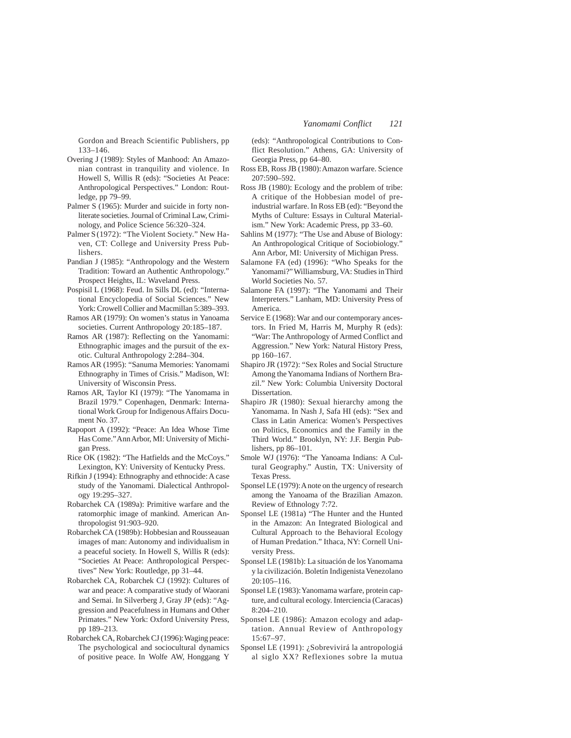Gordon and Breach Scientific Publishers, pp 133–146.

Overing J (1989): Styles of Manhood: An Amazonian contrast in tranquility and violence. In Howell S, Willis R (eds): "Societies At Peace: Anthropological Perspectives." London: Routledge, pp 79–99.

Palmer S (1965): Murder and suicide in forty nonliterate societies. Journal of Criminal Law, Criminology, and Police Science 56:320–324.

Palmer S (1972): "The Violent Society." New Haven, CT: College and University Press Publishers.

Pandian J (1985): "Anthropology and the Western Tradition: Toward an Authentic Anthropology." Prospect Heights, IL: Waveland Press.

Pospisil L (1968): Feud. In Sills DL (ed): "International Encyclopedia of Social Sciences." New York: Crowell Collier and Macmillan 5:389–393.

Ramos AR (1979): On women's status in Yanoama societies. Current Anthropology 20:185–187.

Ramos AR (1987): Reflecting on the Yanomami: Ethnographic images and the pursuit of the exotic. Cultural Anthropology 2:284–304.

Ramos AR (1995): "Sanuma Memories: Yanomami Ethnography in Times of Crisis." Madison, WI: University of Wisconsin Press.

Ramos AR, Taylor KI (1979): "The Yanomama in Brazil 1979." Copenhagen, Denmark: International Work Group for Indigenous Affairs Document No. 37.

Rapoport A (1992): "Peace: An Idea Whose Time Has Come." Ann Arbor, MI: University of Michigan Press.

Rice OK (1982): "The Hatfields and the McCoys." Lexington, KY: University of Kentucky Press.

Rifkin J (1994): Ethnography and ethnocide: A case study of the Yanomami. Dialectical Anthropology 19:295–327.

Robarchek CA (1989a): Primitive warfare and the ratomorphic image of mankind. American Anthropologist 91:903–920.

Robarchek CA (1989b): Hobbesian and Rousseauan images of man: Autonomy and individualism in a peaceful society. In Howell S, Willis R (eds): "Societies At Peace: Anthropological Perspectives" New York: Routledge, pp 31–44.

Robarchek CA, Robarchek CJ (1992): Cultures of war and peace: A comparative study of Waorani and Semai. In Silverberg J, Gray JP (eds): "Aggression and Peacefulness in Humans and Other Primates." New York: Oxford University Press, pp 189–213.

Robarchek CA, Robarchek CJ (1996): Waging peace: The psychological and sociocultural dynamics of positive peace. In Wolfe AW, Honggang Y (eds): "Anthropological Contributions to Conflict Resolution." Athens, GA: University of Georgia Press, pp 64–80.

Ross EB, Ross JB (1980): Amazon warfare. Science 207:590–592.

Ross JB (1980): Ecology and the problem of tribe: A critique of the Hobbesian model of preindustrial warfare. In Ross EB (ed): "Beyond the Myths of Culture: Essays in Cultural Materialism." New York: Academic Press, pp 33–60.

Sahlins M (1977): "The Use and Abuse of Biology: An Anthropological Critique of Sociobiology." Ann Arbor, MI: University of Michigan Press.

Salamone FA (ed) (1996): "Who Speaks for the Yanomami?" Williamsburg, VA: Studies in Third World Societies No. 57.

Salamone FA (1997): "The Yanomami and Their Interpreters." Lanham, MD: University Press of America.

Service E (1968): War and our contemporary ancestors. In Fried M, Harris M, Murphy R (eds): "War: The Anthropology of Armed Conflict and Aggression." New York: Natural History Press, pp 160–167.

Shapiro JR (1972): "Sex Roles and Social Structure Among the Yanomama Indians of Northern Brazil." New York: Columbia University Doctoral Dissertation.

Shapiro JR (1980): Sexual hierarchy among the Yanomama. In Nash J, Safa HI (eds): "Sex and Class in Latin America: Women's Perspectives on Politics, Economics and the Family in the Third World." Brooklyn, NY: J.F. Bergin Publishers, pp 86–101.

Smole WJ (1976): "The Yanoama Indians: A Cultural Geography." Austin, TX: University of Texas Press.

Sponsel LE (1979): A note on the urgency of research among the Yanoama of the Brazilian Amazon. Review of Ethnology 7:72.

Sponsel LE (1981a) "The Hunter and the Hunted in the Amazon: An Integrated Biological and Cultural Approach to the Behavioral Ecology of Human Predation." Ithaca, NY: Cornell University Press.

Sponsel LE (1981b): La situación de los Yanomama y la civilización. Boletín Indigenista Venezolano 20:105–116.

Sponsel LE (1983): Yanomama warfare, protein capture, and cultural ecology. Interciencia (Caracas) 8:204–210.

Sponsel LE (1986): Amazon ecology and adaptation. Annual Review of Anthropology 15:67–97.

Sponsel LE (1991): ¿Sobrevivirá la antropologiá al siglo XX? Reflexiones sobre la mutua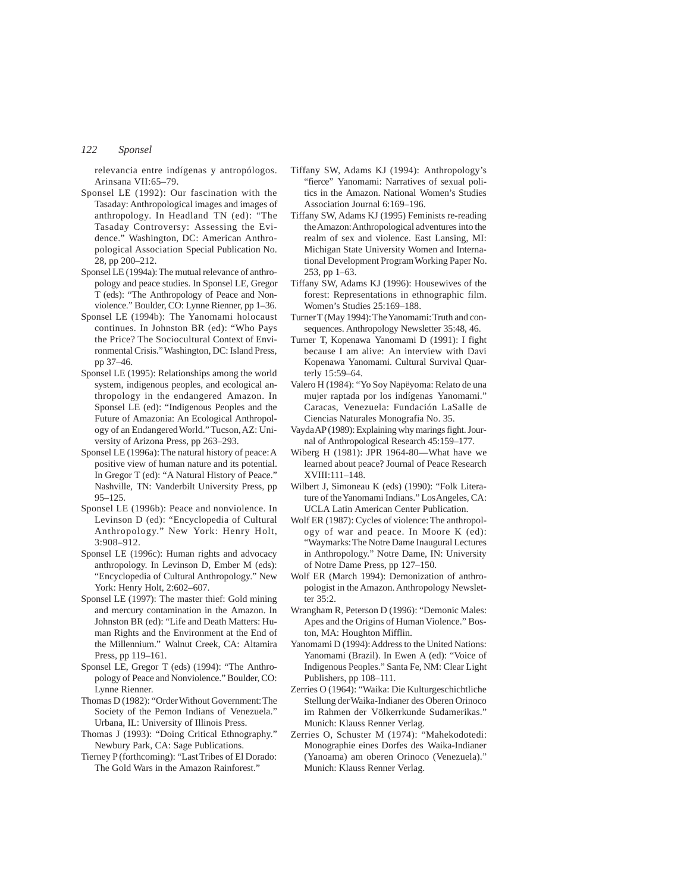relevancia entre indígenas y antropólogos. Arinsana VII:65–79.

Sponsel LE (1992): Our fascination with the Tasaday: Anthropological images and images of anthropology. In Headland TN (ed): "The Tasaday Controversy: Assessing the Evidence." Washington, DC: American Anthropological Association Special Publication No. 28, pp 200–212.

Sponsel LE (1994a): The mutual relevance of anthropology and peace studies. In Sponsel LE, Gregor T (eds): "The Anthropology of Peace and Nonviolence." Boulder, CO: Lynne Rienner, pp 1–36.

Sponsel LE (1994b): The Yanomami holocaust continues. In Johnston BR (ed): "Who Pays the Price? The Sociocultural Context of Environmental Crisis." Washington, DC: Island Press, pp 37–46.

Sponsel LE (1995): Relationships among the world system, indigenous peoples, and ecological anthropology in the endangered Amazon. In Sponsel LE (ed): "Indigenous Peoples and the Future of Amazonia: An Ecological Anthropology of an Endangered World." Tucson, AZ: University of Arizona Press, pp 263–293.

Sponsel LE (1996a): The natural history of peace: A positive view of human nature and its potential. In Gregor T (ed): "A Natural History of Peace." Nashville, TN: Vanderbilt University Press, pp 95–125.

Sponsel LE (1996b): Peace and nonviolence. In Levinson D (ed): "Encyclopedia of Cultural Anthropology." New York: Henry Holt, 3:908–912.

Sponsel LE (1996c): Human rights and advocacy anthropology. In Levinson D, Ember M (eds): "Encyclopedia of Cultural Anthropology." New York: Henry Holt, 2:602–607.

Sponsel LE (1997): The master thief: Gold mining and mercury contamination in the Amazon. In Johnston BR (ed): "Life and Death Matters: Human Rights and the Environment at the End of the Millennium." Walnut Creek, CA: Altamira Press, pp 119–161.

Sponsel LE, Gregor T (eds) (1994): "The Anthropology of Peace and Nonviolence." Boulder, CO: Lynne Rienner.

Thomas D (1982): "Order Without Government: The Society of the Pemon Indians of Venezuela." Urbana, IL: University of Illinois Press.

Thomas J (1993): "Doing Critical Ethnography." Newbury Park, CA: Sage Publications.

Tierney P (forthcoming): "Last Tribes of El Dorado: The Gold Wars in the Amazon Rainforest."

Tiffany SW, Adams KJ (1994): Anthropology's "fierce" Yanomami: Narratives of sexual politics in the Amazon. National Women's Studies Association Journal 6:169–196.

Tiffany SW, Adams KJ (1995) Feminists re-reading the Amazon: Anthropological adventures into the realm of sex and violence. East Lansing, MI: Michigan State University Women and International Development Program Working Paper No. 253, pp 1–63.

Tiffany SW, Adams KJ (1996): Housewives of the forest: Representations in ethnographic film. Women's Studies 25:169–188.

Turner T (May 1994): The Yanomami: Truth and consequences. Anthropology Newsletter 35:48, 46.

Turner T, Kopenawa Yanomami D (1991): I fight because I am alive: An interview with Davi Kopenawa Yanomami. Cultural Survival Quarterly 15:59–64.

Valero H (1984): "Yo Soy Napëyoma: Relato de una mujer raptada por los indígenas Yanomami." Caracas, Venezuela: Fundación LaSalle de Ciencias Naturales Monografia No. 35.

Vayda AP (1989): Explaining why marings fight. Journal of Anthropological Research 45:159–177.

Wiberg H (1981): JPR 1964-80—What have we learned about peace? Journal of Peace Research XVIII:111–148.

Wilbert J, Simoneau K (eds) (1990): "Folk Literature of the Yanomami Indians." Los Angeles, CA: UCLA Latin American Center Publication.

Wolf ER (1987): Cycles of violence: The anthropology of war and peace. In Moore K (ed): "Waymarks: The Notre Dame Inaugural Lectures in Anthropology." Notre Dame, IN: University of Notre Dame Press, pp 127–150.

Wolf ER (March 1994): Demonization of anthropologist in the Amazon. Anthropology Newsletter 35:2.

Wrangham R, Peterson D (1996): "Demonic Males: Apes and the Origins of Human Violence." Boston, MA: Houghton Mifflin.

Yanomami D (1994): Address to the United Nations: Yanomami (Brazil). In Ewen A (ed): "Voice of Indigenous Peoples." Santa Fe, NM: Clear Light Publishers, pp 108–111.

Zerries O (1964): "Waika: Die Kulturgeschichtliche Stellung der Waika-Indianer des Oberen Orinoco im Rahmen der Völkerrkunde Sudamerikas." Munich: Klauss Renner Verlag.

Zerries O, Schuster M (1974): "Mahekodotedi: Monographie eines Dorfes des Waika-Indianer (Yanoama) am oberen Orinoco (Venezuela)." Munich: Klauss Renner Verlag.